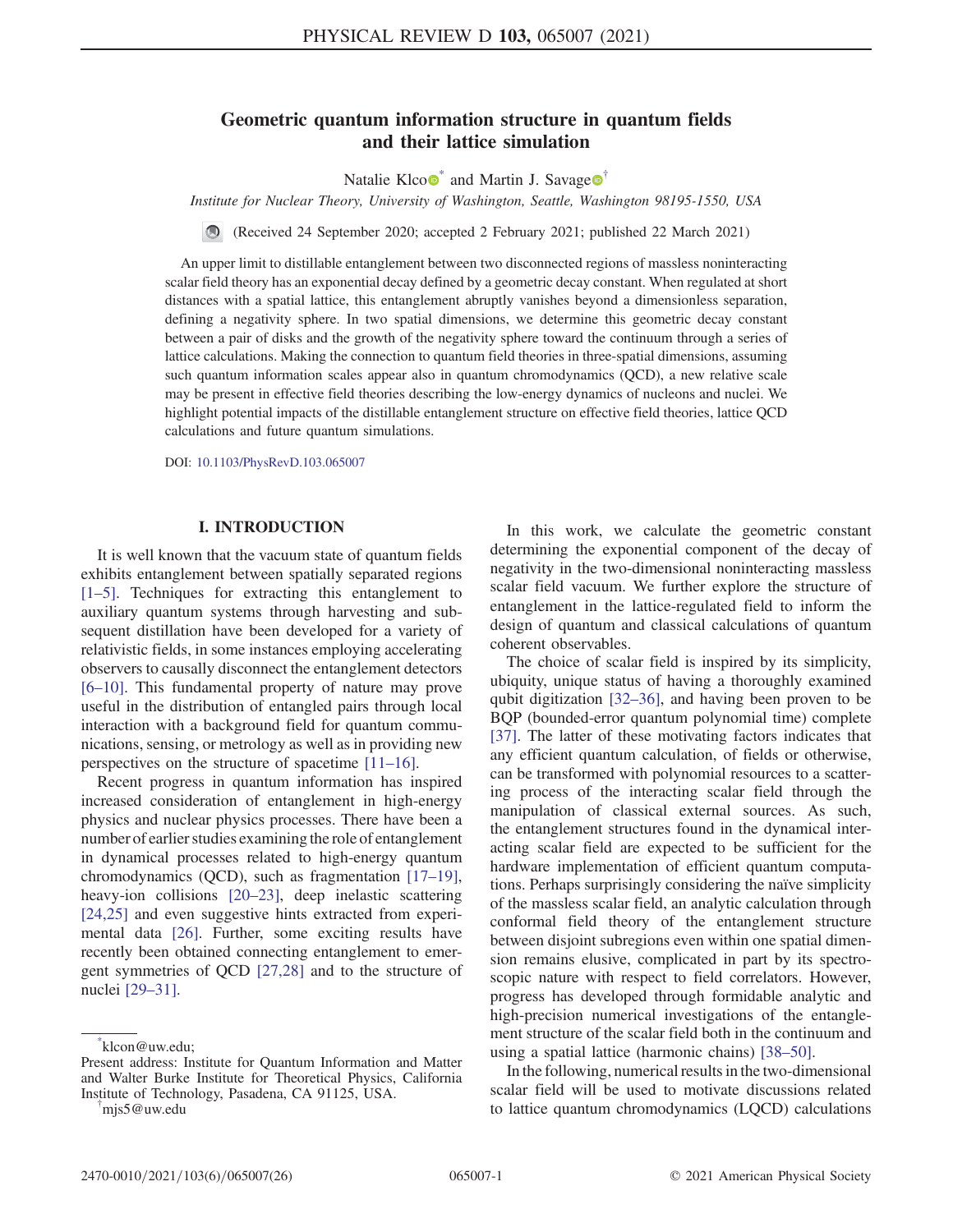# Geometric quantum information structure in quantum fields and their lattice simulation

Natalie Klco[*] and Martin J. Savage[†]

*Institute for Nuclear Theory, University of Washington, Seattle, Washington 98195-1550, USA*

(Received 24 September 2020; accepted 2 February 2021; published 22 March 2021)

An upper limit to distillable entanglement between two disconnected regions of massless noninteracting scalar field theory has an exponential decay defined by a geometric decay constant. When regulated at short distances with a spatial lattice, this entanglement abruptly vanishes beyond a dimensionless separation, defining a negativity sphere. In two spatial dimensions, we determine this geometric decay constant between a pair of disks and the growth of the negativity sphere toward the continuum through a series of lattice calculations. Making the connection to quantum field theories in three-spatial dimensions, assuming such quantum information scales appear also in quantum chromodynamics (QCD), a new relative scale may be present in effective field theories describing the low-energy dynamics of nucleons and nuclei. We highlight potential impacts of the distillable entanglement structure on effective field theories, lattice QCD calculations and future quantum simulations.

DOI: 10.1103/PhysRevD.103.065007

## I. INTRODUCTION

It is well known that the vacuum state of quantum fields exhibits entanglement between spatially separated regions [1–5]. Techniques for extracting this entanglement to auxiliary quantum systems through harvesting and subsequent distillation have been developed for a variety of relativistic fields, in some instances employing accelerating observers to causally disconnect the entanglement detectors [6–10]. This fundamental property of nature may prove useful in the distribution of entangled pairs through local interaction with a background field for quantum communications, sensing, or metrology as well as in providing new perspectives on the structure of spacetime [11–16].

Recent progress in quantum information has inspired increased consideration of entanglement in high-energy physics and nuclear physics processes. There have been a number of earlier studies examining the role of entanglement in dynamical processes related to high-energy quantum chromodynamics (QCD), such as fragmentation [17–19], heavy-ion collisions [20–23], deep inelastic scattering [24,25] and even suggestive hints extracted from experimental data [26]. Further, some exciting results have recently been obtained connecting entanglement to emergent symmetries of QCD [27,28] and to the structure of nuclei [29–31].

In this work, we calculate the geometric constant determining the exponential component of the decay of negativity in the two-dimensional noninteracting massless scalar field vacuum. We further explore the structure of entanglement in the lattice-regulated field to inform the design of quantum and classical calculations of quantum coherent observables.

The choice of scalar field is inspired by its simplicity, ubiquity, unique status of having a thoroughly examined qubit digitization [32–36], and having been proven to be BQP (bounded-error quantum polynomial time) complete [37]. The latter of these motivating factors indicates that any efficient quantum calculation, of fields or otherwise, can be transformed with polynomial resources to a scattering process of the interacting scalar field through the manipulation of classical external sources. As such, the entanglement structures found in the dynamical interacting scalar field are expected to be sufficient for the hardware implementation of efficient quantum computations. Perhaps surprisingly considering the naïve simplicity of the massless scalar field, an analytic calculation through conformal field theory of the entanglement structure between disjoint subregions even within one spatial dimension remains elusive, complicated in part by its spectroscopic nature with respect to field correlators. However, progress has developed through formidable analytic and high-precision numerical investigations of the entanglement structure of the scalar field both in the continuum and using a spatial lattice (harmonic chains) [38–50].

In the following, numerical results in the two-dimensional scalar field will be used to motivate discussions related to lattice quantum chromodynamics (LQCD) calculations

[*] klcon@uw.edu;
Present address: Institute for Quantum Information and Matter and Walter Burke Institute for Theoretical Physics, California Institute of Technology, Pasadena, CA 91125, USA.

[†] mjs5@uw.edu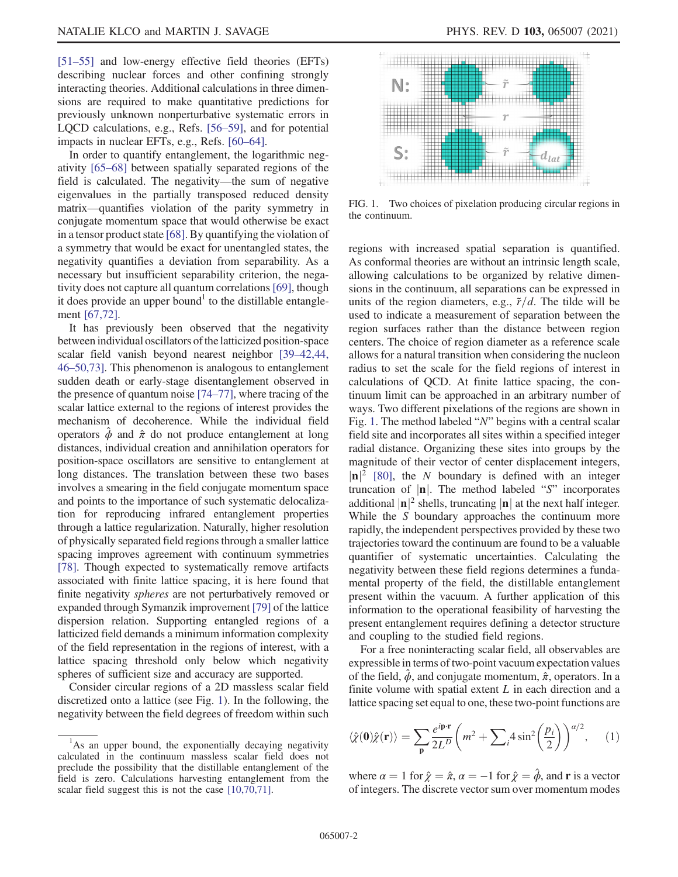[51–55] and low-energy effective field theories (EFTs) describing nuclear forces and other confining strongly interacting theories. Additional calculations in three dimensions are required to make quantitative predictions for previously unknown nonperturbative systematic errors in LQCD calculations, e.g., Refs. [56–59], and for potential impacts in nuclear EFTs, e.g., Refs. [60–64].

In order to quantify entanglement, the logarithmic negativity [65–68] between spatially separated regions of the field is calculated. The negativity—the sum of negative eigenvalues in the partially transposed reduced density matrix—quantifies violation of the parity symmetry in conjugate momentum space that would otherwise be exact in a tensor product state [68]. By quantifying the violation of a symmetry that would be exact for unentangled states, the negativity quantifies a deviation from separability. As a necessary but insufficient separability criterion, the negativity does not capture all quantum correlations [69], though it does provide an upper bound[1] to the distillable entanglement [67,72].

It has previously been observed that the negativity between individual oscillators of the latticized position-space scalar field vanish beyond nearest neighbor [39–42,44, 46–50,73]. This phenomenon is analogous to entanglement sudden death or early-stage disentanglement observed in the presence of quantum noise [74–77], where tracing of the scalar lattice external to the regions of interest provides the mechanism of decoherence. While the individual field operators $\hat{\phi}$ and $\hat{\pi}$ do not produce entanglement at long distances, individual creation and annihilation operators for position-space oscillators are sensitive to entanglement at long distances. The translation between these two bases involves a smearing in the field conjugate momentum space and points to the importance of such systematic delocalization for reproducing infrared entanglement properties through a lattice regularization. Naturally, higher resolution of physically separated field regions through a smaller lattice spacing improves agreement with continuum symmetries [78]. Though expected to systematically remove artifacts associated with finite lattice spacing, it is here found that finite negativity *spheres* are not perturbatively removed or expanded through Symanzik improvement [79] of the lattice dispersion relation. Supporting entangled regions of a latticized field demands a minimum information complexity of the field representation in the regions of interest, with a lattice spacing threshold only below which negativity spheres of sufficient size and accuracy are supported.

Consider circular regions of a 2D massless scalar field discretized onto a lattice (see Fig. 1). In the following, the negativity between the field degrees of freedom within such regions with increased spatial separation is quantified. As conformal theories are without an intrinsic length scale, allowing calculations to be organized by relative dimensions in the continuum, all separations can be expressed in units of the region diameters, e.g., $\tilde{r}/d$. The tilde will be used to indicate a measurement of separation between the region surfaces rather than the distance between region centers. The choice of region diameter as a reference scale allows for a natural transition when considering the nucleon radius to set the scale for the field regions of interest in calculations of QCD. At finite lattice spacing, the continuum limit can be approached in an arbitrary number of ways. Two different pixelations of the regions are shown in Fig. 1. The method labeled "$N$" begins with a central scalar field site and incorporates all sites within a specified integer radial distance. Organizing these sites into groups by the magnitude of their vector of center displacement integers, $|\mathbf{n}|^2$ [80], the $N$ boundary is defined with an integer truncation of $|\mathbf{n}|$. The method labeled "$S$" incorporates additional $|\mathbf{n}|^2$ shells, truncating $|\mathbf{n}|$ at the next half integer. While the $S$ boundary approaches the continuum more rapidly, the independent perspectives provided by these two trajectories toward the continuum are found to be a valuable quantifier of systematic uncertainties. Calculating the negativity between these field regions determines a fundamental property of the field, the distillable entanglement present within the vacuum. A further application of this information to the operational feasibility of harvesting the present entanglement requires defining a detector structure and coupling to the studied field regions.

FIG. 1. Two choices of pixelation producing circular regions in the continuum.

For a free noninteracting scalar field, all observables are expressible in terms of two-point vacuum expectation values of the field, $\hat{\phi}$, and conjugate momentum, $\hat{\pi}$, operators. In a finite volume with spatial extent $L$ in each direction and a lattice spacing set equal to one, these two-point functions are

$$\langle \hat{\chi}(\mathbf{0})\hat{\chi}(\mathbf{r})\rangle = \sum_{\mathbf{p}} \frac{e^{i\mathbf{p}\cdot\mathbf{r}}}{2L^D}\left(m^2 + \sum_i 4\sin^2\left(\frac{p_i}{2}\right)\right)^{\alpha/2}, \quad (1)$$

where $\alpha = 1$ for $\hat{\chi} = \hat{\pi}$, $\alpha = -1$ for $\hat{\chi} = \hat{\phi}$, and $\mathbf{r}$ is a vector of integers. The discrete vector sum over momentum modes

[1] As an upper bound, the exponentially decaying negativity calculated in the continuum massless scalar field does not preclude the possibility that the distillable entanglement of the field is zero. Calculations harvesting entanglement from the scalar field suggest this is not the case [10,70,71].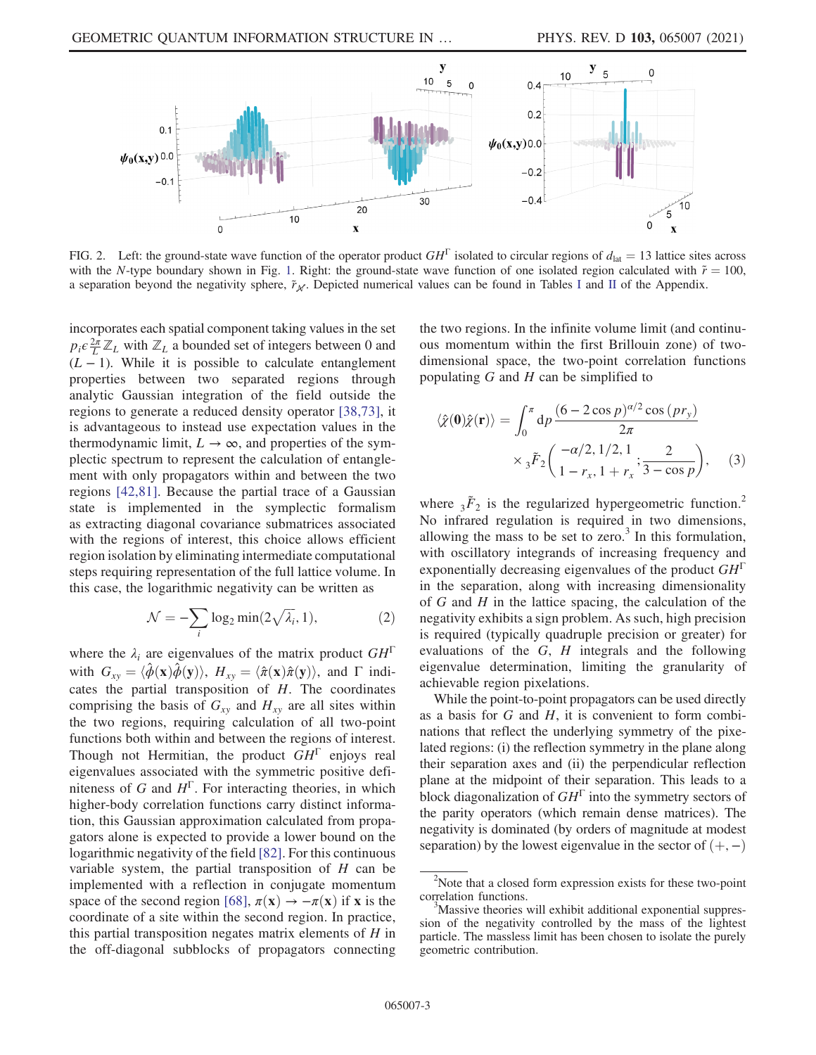FIG. 2. Left: the ground-state wave function of the operator product $GH^{\Gamma}$ isolated to circular regions of $d_{\mathrm{lat}} = 13$ lattice sites across with the $N$-type boundary shown in Fig. 1. Right: the ground-state wave function of one isolated region calculated with $\tilde{r} = 100$, a separation beyond the negativity sphere, $\tilde{r}_{\not\mathcal{N}}$. Depicted numerical values can be found in Tables I and II of the Appendix.

incorporates each spatial component taking values in the set $p_i \epsilon \frac{2\pi}{L}\mathbb{Z}_L$ with $\mathbb{Z}_L$ a bounded set of integers between 0 and $(L-1)$. While it is possible to calculate entanglement properties between two separated regions through analytic Gaussian integration of the field outside the regions to generate a reduced density operator [38,73], it is advantageous to instead use expectation values in the thermodynamic limit, $L \to \infty$, and properties of the symplectic spectrum to represent the calculation of entanglement with only propagators within and between the two regions [42,81]. Because the partial trace of a Gaussian state is implemented in the symplectic formalism as extracting diagonal covariance submatrices associated with the regions of interest, this choice allows efficient region isolation by eliminating intermediate computational steps requiring representation of the full lattice volume. In this case, the logarithmic negativity can be written as

$$\mathcal{N} = -\sum_i \log_2 \min(2\sqrt{\lambda_i}, 1), \tag{2}$$

where the $\lambda_i$ are eigenvalues of the matrix product $GH^{\Gamma}$ with $G_{xy} = \langle \hat{\phi}(\mathbf{x})\hat{\phi}(\mathbf{y})\rangle$, $H_{xy} = \langle \hat{\pi}(\mathbf{x})\hat{\pi}(\mathbf{y})\rangle$, and $\Gamma$ indicates the partial transposition of $H$. The coordinates comprising the basis of $G_{xy}$ and $H_{xy}$ are all sites within the two regions, requiring calculation of all two-point functions both within and between the regions of interest. Though not Hermitian, the product $GH^{\Gamma}$ enjoys real eigenvalues associated with the symmetric positive definiteness of $G$ and $H^{\Gamma}$. For interacting theories, in which higher-body correlation functions carry distinct information, this Gaussian approximation calculated from propagators alone is expected to provide a lower bound on the logarithmic negativity of the field [82]. For this continuous variable system, the partial transposition of $H$ can be implemented with a reflection in conjugate momentum space of the second region [68], $\pi(\mathbf{x}) \to -\pi(\mathbf{x})$ if $\mathbf{x}$ is the coordinate of a site within the second region. In practice, this partial transposition negates matrix elements of $H$ in the off-diagonal subblocks of propagators connecting the two regions. In the infinite volume limit (and continuous momentum within the first Brillouin zone) of two-dimensional space, the two-point correlation functions populating $G$ and $H$ can be simplified to

$$\langle \hat{\chi}(\mathbf{0})\hat{\chi}(\mathbf{r})\rangle = \int_0^{\pi} dp \, \frac{(6 - 2\cos p)^{\alpha/2}\cos(p r_y)}{2\pi} \times {}_3\tilde{F}_2\left(\begin{matrix} -\alpha/2, 1/2, 1 \\ 1 - r_x, 1 + r_x \end{matrix}; \frac{2}{3 - \cos p}\right), \tag{3}$$

where ${}_3\tilde{F}_2$ is the regularized hypergeometric function.[2] No infrared regulation is required in two dimensions, allowing the mass to be set to zero.[3] In this formulation, with oscillatory integrands of increasing frequency and exponentially decreasing eigenvalues of the product $GH^{\Gamma}$ in the separation, along with increasing dimensionality of $G$ and $H$ in the lattice spacing, the calculation of the negativity exhibits a sign problem. As such, high precision is required (typically quadruple precision or greater) for evaluations of the $G$, $H$ integrals and the following eigenvalue determination, limiting the granularity of achievable region pixelations.

While the point-to-point propagators can be used directly as a basis for $G$ and $H$, it is convenient to form combinations that reflect the underlying symmetry of the pixelated regions: (i) the reflection symmetry in the plane along their separation axes and (ii) the perpendicular reflection plane at the midpoint of their separation. This leads to a block diagonalization of $GH^{\Gamma}$ into the symmetry sectors of the parity operators (which remain dense matrices). The negativity is dominated (by orders of magnitude at modest separation) by the lowest eigenvalue in the sector of $(+,-)$

[2] Note that a closed form expression exists for these two-point correlation functions.

[3] Massive theories will exhibit additional exponential suppression of the negativity controlled by the mass of the lightest particle. The massless limit has been chosen to isolate the purely geometric contribution.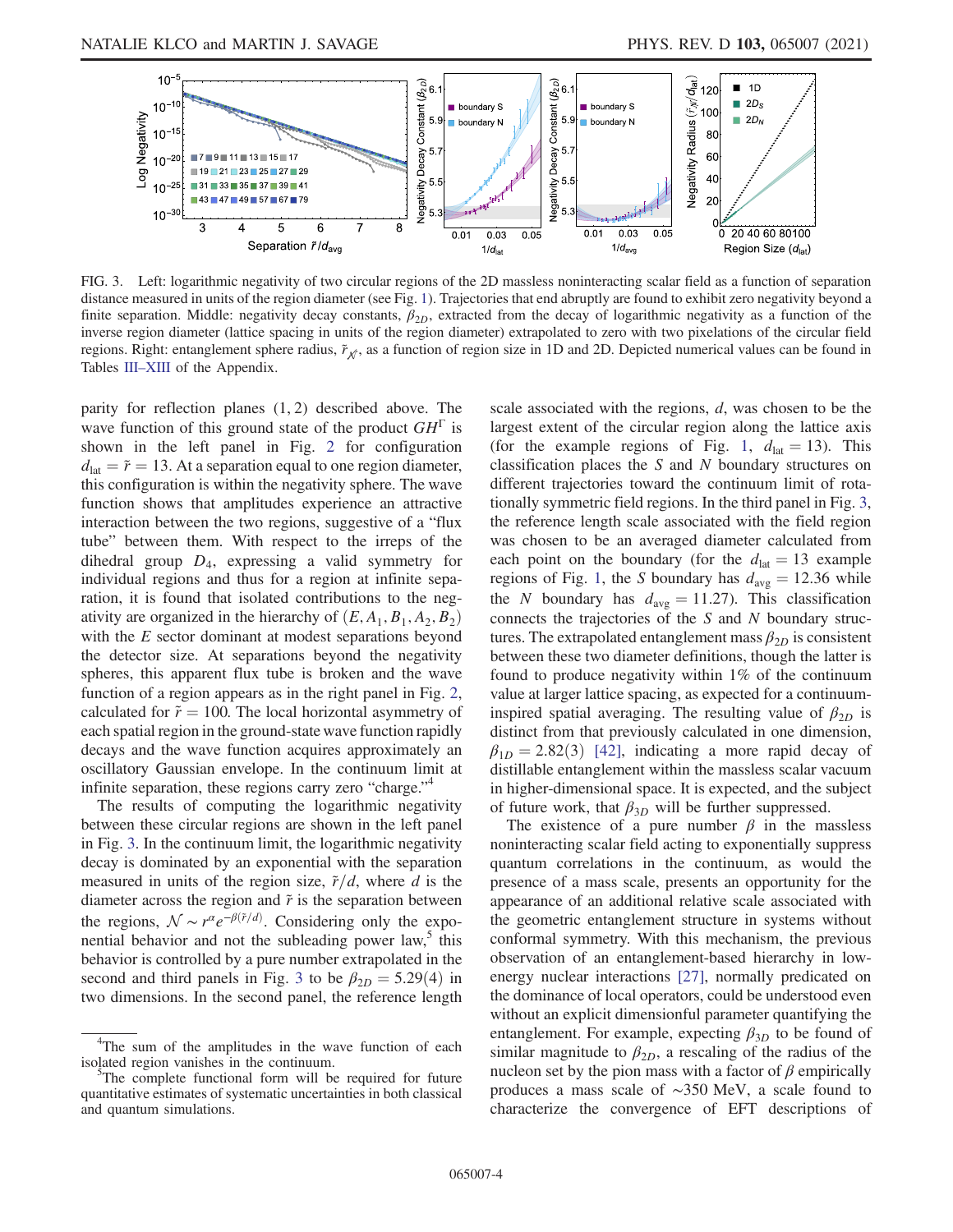FIG. 3. Left: logarithmic negativity of two circular regions of the 2D massless noninteracting scalar field as a function of separation distance measured in units of the region diameter (see Fig. 1). Trajectories that end abruptly are found to exhibit zero negativity beyond a finite separation. Middle: negativity decay constants, $\beta_{2D}$, extracted from the decay of logarithmic negativity as a function of the inverse region diameter (lattice spacing in units of the region diameter) extrapolated to zero with two pixelations of the circular field regions. Right: entanglement sphere radius, $\tilde{r}_{\mathcal{N}}$, as a function of region size in 1D and 2D. Depicted numerical values can be found in Tables III–XIII of the Appendix.

parity for reflection planes (1, 2) described above. The wave function of this ground state of the product $GH^{\Gamma}$ is shown in the left panel in Fig. 2 for configuration $d_{\mathrm{lat}} = \tilde{r} = 13$. At a separation equal to one region diameter, this configuration is within the negativity sphere. The wave function shows that amplitudes experience an attractive interaction between the two regions, suggestive of a "flux tube" between them. With respect to the irreps of the dihedral group $D_4$, expressing a valid symmetry for individual regions and thus for a region at infinite separation, it is found that isolated contributions to the negativity are organized in the hierarchy of $(E, A_1, B_1, A_2, B_2)$ with the $E$ sector dominant at modest separations beyond the detector size. At separations beyond the negativity spheres, this apparent flux tube is broken and the wave function of a region appears as in the right panel in Fig. 2, calculated for $\tilde{r} = 100$. The local horizontal asymmetry of each spatial region in the ground-state wave function rapidly decays and the wave function acquires approximately an oscillatory Gaussian envelope. In the continuum limit at infinite separation, these regions carry zero "charge."[4]

The results of computing the logarithmic negativity between these circular regions are shown in the left panel in Fig. 3. In the continuum limit, the logarithmic negativity decay is dominated by an exponential with the separation measured in units of the region size, $\tilde{r}/d$, where $d$ is the diameter across the region and $\tilde{r}$ is the separation between the regions, $\mathcal{N} \sim r^{\alpha} e^{-\beta(\tilde{r}/d)}$. Considering only the exponential behavior and not the subleading power law,[5] this behavior is controlled by a pure number extrapolated in the second and third panels in Fig. 3 to be $\beta_{2D} = 5.29(4)$ in two dimensions. In the second panel, the reference length scale associated with the regions, $d$, was chosen to be the largest extent of the circular region along the lattice axis (for the example regions of Fig. 1, $d_{\mathrm{lat}} = 13$). This classification places the $S$ and $N$ boundary structures on different trajectories toward the continuum limit of rotationally symmetric field regions. In the third panel in Fig. 3, the reference length scale associated with the field region was chosen to be an averaged diameter calculated from each point on the boundary (for the $d_{\mathrm{lat}} = 13$ example regions of Fig. 1, the $S$ boundary has $d_{\mathrm{avg}} = 12.36$ while the $N$ boundary has $d_{\mathrm{avg}} = 11.27$). This classification connects the trajectories of the $S$ and $N$ boundary structures. The extrapolated entanglement mass $\beta_{2D}$ is consistent between these two diameter definitions, though the latter is found to produce negativity within 1% of the continuum value at larger lattice spacing, as expected for a continuum-inspired spatial averaging. The resulting value of $\beta_{2D}$ is distinct from that previously calculated in one dimension, $\beta_{1D} = 2.82(3)$ [42], indicating a more rapid decay of distillable entanglement within the massless scalar vacuum in higher-dimensional space. It is expected, and the subject of future work, that $\beta_{3D}$ will be further suppressed.

The existence of a pure number $\beta$ in the massless noninteracting scalar field acting to exponentially suppress quantum correlations in the continuum, as would the presence of a mass scale, presents an opportunity for the appearance of an additional relative scale associated with the geometric entanglement structure in systems without conformal symmetry. With this mechanism, the previous observation of an entanglement-based hierarchy in low-energy nuclear interactions [27], normally predicated on the dominance of local operators, could be understood even without an explicit dimensionful parameter quantifying the entanglement. For example, expecting $\beta_{3D}$ to be found of similar magnitude to $\beta_{2D}$, a rescaling of the radius of the nucleon set by the pion mass with a factor of $\beta$ empirically produces a mass scale of ~350 MeV, a scale found to characterize the convergence of EFT descriptions of

[4] The sum of the amplitudes in the wave function of each isolated region vanishes in the continuum.

[5] The complete functional form will be required for future quantitative estimates of systematic uncertainties in both classical and quantum simulations.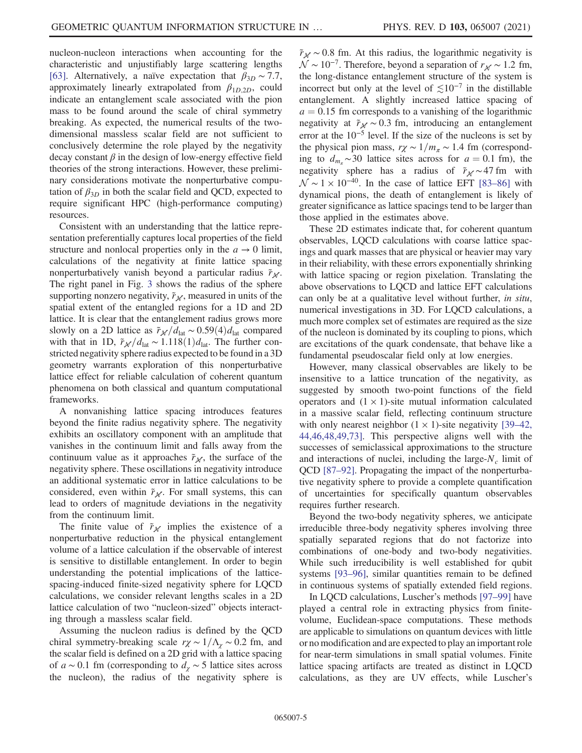nucleon-nucleon interactions when accounting for the characteristic and unjustifiably large scattering lengths [63]. Alternatively, a naïve expectation that $\beta_{3D} \sim 7.7$, approximately linearly extrapolated from $\beta_{1D,2D}$, could indicate an entanglement scale associated with the pion mass to be found around the scale of chiral symmetry breaking. As expected, the numerical results of the two-dimensional massless scalar field are not sufficient to conclusively determine the role played by the negativity decay constant $\beta$ in the design of low-energy effective field theories of the strong interactions. However, these preliminary considerations motivate the nonperturbative computation of $\beta_{3D}$ in both the scalar field and QCD, expected to require significant HPC (high-performance computing) resources.

Consistent with an understanding that the lattice representation preferentially captures local properties of the field structure and nonlocal properties only in the $a \to 0$ limit, calculations of the negativity at finite lattice spacing nonperturbatively vanish beyond a particular radius $\tilde{r}_{\not\mathcal{N}}$. The right panel in Fig. 3 shows the radius of the sphere supporting nonzero negativity, $\tilde{r}_{\not\mathcal{N}}$, measured in units of the spatial extent of the entangled regions for a 1D and 2D lattice. It is clear that the entanglement radius grows more slowly on a 2D lattice as $\tilde{r}_{\not\mathcal{N}}/d_{\text{lat}} \sim 0.59(4) d_{\text{lat}}$ compared with that in 1D, $\tilde{r}_{\not\mathcal{N}}/d_{\text{lat}} \sim 1.118(1) d_{\text{lat}}$. The further constricted negativity sphere radius expected to be found in a 3D geometry warrants exploration of this nonperturbative lattice effect for reliable calculation of coherent quantum phenomena on both classical and quantum computational frameworks.

A nonvanishing lattice spacing introduces features beyond the finite radius negativity sphere. The negativity exhibits an oscillatory component with an amplitude that vanishes in the continuum limit and falls away from the continuum value as it approaches $\tilde{r}_{\not\mathcal{N}}$, the surface of the negativity sphere. These oscillations in negativity introduce an additional systematic error in lattice calculations to be considered, even within $\tilde{r}_{\not\mathcal{N}}$. For small systems, this can lead to orders of magnitude deviations in the negativity from the continuum limit.

The finite value of $\tilde{r}_{\not\mathcal{N}}$ implies the existence of a nonperturbative reduction in the physical entanglement volume of a lattice calculation if the observable of interest is sensitive to distillable entanglement. In order to begin understanding the potential implications of the lattice-spacing-induced finite-sized negativity sphere for LQCD calculations, we consider relevant lengths scales in a 2D lattice calculation of two "nucleon-sized" objects interacting through a massless scalar field.

Assuming the nucleon radius is defined by the QCD chiral symmetry-breaking scale $r\chi \sim 1/\Lambda_\chi \sim 0.2$ fm, and the scalar field is defined on a 2D grid with a lattice spacing of $a \sim 0.1$ fm (corresponding to $d_\chi \sim 5$ lattice sites across the nucleon), the radius of the negativity sphere is $\tilde{r}_{\not\mathcal{N}} \sim 0.8$ fm. At this radius, the logarithmic negativity is $\mathcal{N} \sim 10^{-7}$. Therefore, beyond a separation of $r_{\not\mathcal{N}} \sim 1.2$ fm, the long-distance entanglement structure of the system is incorrect but only at the level of $\lesssim 10^{-7}$ in the distillable entanglement. A slightly increased lattice spacing of $a = 0.15$ fm corresponds to a vanishing of the logarithmic negativity at $\tilde{r}_{\not\mathcal{N}} \sim 0.3$ fm, introducing an entanglement error at the $10^{-5}$ level. If the size of the nucleons is set by the physical pion mass, $r\chi \sim 1/m_\pi \sim 1.4$ fm (corresponding to $d_{m_\pi} \sim 30$ lattice sites across for $a = 0.1$ fm), the negativity sphere has a radius of $\tilde{r}_{\not\mathcal{N}} \sim 47$ fm with $\mathcal{N} \sim 1 \times 10^{-40}$. In the case of lattice EFT [83–86] with dynamical pions, the death of entanglement is likely of greater significance as lattice spacings tend to be larger than those applied in the estimates above.

These 2D estimates indicate that, for coherent quantum observables, LQCD calculations with coarse lattice spacings and quark masses that are physical or heavier may vary in their reliability, with these errors exponentially shrinking with lattice spacing or region pixelation. Translating the above observations to LQCD and lattice EFT calculations can only be at a qualitative level without further, *in situ*, numerical investigations in 3D. For LQCD calculations, a much more complex set of estimates are required as the size of the nucleon is dominated by its coupling to pions, which are excitations of the quark condensate, that behave like a fundamental pseudoscalar field only at low energies.

However, many classical observables are likely to be insensitive to a lattice truncation of the negativity, as suggested by smooth two-point functions of the field operators and $(1 \times 1)$-site mutual information calculated in a massive scalar field, reflecting continuum structure with only nearest neighbor $(1 \times 1)$-site negativity [39–42, 44,46,48,49,73]. This perspective aligns well with the successes of semiclassical approximations to the structure and interactions of nuclei, including the large-$N_c$ limit of QCD [87–92]. Propagating the impact of the nonperturbative negativity sphere to provide a complete quantification of uncertainties for specifically quantum observables requires further research.

Beyond the two-body negativity spheres, we anticipate irreducible three-body negativity spheres involving three spatially separated regions that do not factorize into combinations of one-body and two-body negativities. While such irreducibility is well established for qubit systems [93–96], similar quantities remain to be defined in continuous systems of spatially extended field regions.

In LQCD calculations, Luscher's methods [97–99] have played a central role in extracting physics from finite-volume, Euclidean-space computations. These methods are applicable to simulations on quantum devices with little or no modification and are expected to play an important role for near-term simulations in small spatial volumes. Finite lattice spacing artifacts are treated as distinct in LQCD calculations, as they are UV effects, while Luscher's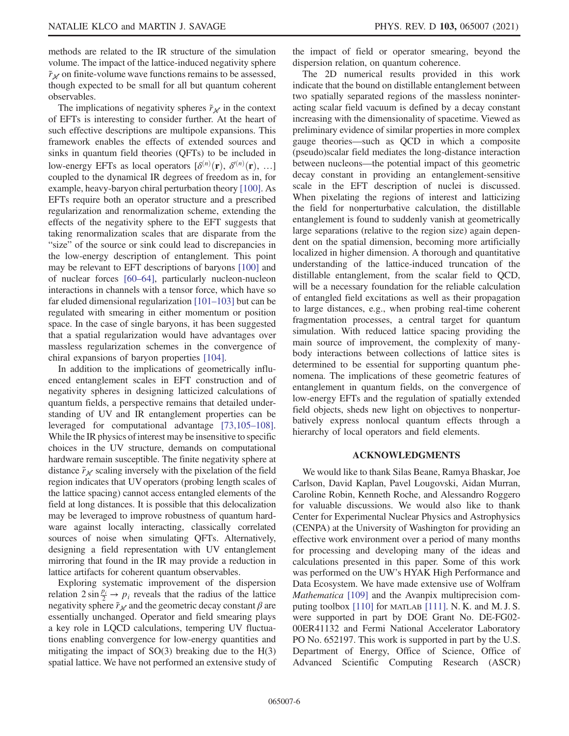methods are related to the IR structure of the simulation volume. The impact of the lattice-induced negativity sphere $\tilde{r}_{\not\mathcal{N}}$ on finite-volume wave functions remains to be assessed, though expected to be small for all but quantum coherent observables.

The implications of negativity spheres $\tilde{r}_{\not\mathcal{N}}$ in the context of EFTs is interesting to consider further. At the heart of such effective descriptions are multipole expansions. This framework enables the effects of extended sources and sinks in quantum field theories (QFTs) to be included in low-energy EFTs as local operators $[\delta^{(n)}(\mathbf{r}), \delta'^{(n)}(\mathbf{r}), \ldots]$ coupled to the dynamical IR degrees of freedom as in, for example, heavy-baryon chiral perturbation theory [100]. As EFTs require both an operator structure and a prescribed regularization and renormalization scheme, extending the effects of the negativity sphere to the EFT suggests that taking renormalization scales that are disparate from the "size" of the source or sink could lead to discrepancies in the low-energy description of entanglement. This point may be relevant to EFT descriptions of baryons [100] and of nuclear forces [60–64], particularly nucleon-nucleon interactions in channels with a tensor force, which have so far eluded dimensional regularization [101–103] but can be regulated with smearing in either momentum or position space. In the case of single baryons, it has been suggested that a spatial regularization would have advantages over massless regularization schemes in the convergence of chiral expansions of baryon properties [104].

In addition to the implications of geometrically influenced entanglement scales in EFT construction and of negativity spheres in designing latticized calculations of quantum fields, a perspective remains that detailed understanding of UV and IR entanglement properties can be leveraged for computational advantage [73,105–108]. While the IR physics of interest may be insensitive to specific choices in the UV structure, demands on computational hardware remain susceptible. The finite negativity sphere at distance $\tilde{r}_{\not\mathcal{N}}$ scaling inversely with the pixelation of the field region indicates that UV operators (probing length scales of the lattice spacing) cannot access entangled elements of the field at long distances. It is possible that this delocalization may be leveraged to improve robustness of quantum hardware against locally interacting, classically correlated sources of noise when simulating QFTs. Alternatively, designing a field representation with UV entanglement mirroring that found in the IR may provide a reduction in lattice artifacts for coherent quantum observables.

Exploring systematic improvement of the dispersion relation $2\sin\frac{p_i}{2} \to p_i$ reveals that the radius of the lattice negativity sphere $\tilde{r}_{\not\mathcal{N}}$ and the geometric decay constant $\beta$ are essentially unchanged. Operator and field smearing plays a key role in LQCD calculations, tempering UV fluctuations enabling convergence for low-energy quantities and mitigating the impact of SO(3) breaking due to the H(3) spatial lattice. We have not performed an extensive study of the impact of field or operator smearing, beyond the dispersion relation, on quantum coherence.

The 2D numerical results provided in this work indicate that the bound on distillable entanglement between two spatially separated regions of the massless noninteracting scalar field vacuum is defined by a decay constant increasing with the dimensionality of spacetime. Viewed as preliminary evidence of similar properties in more complex gauge theories—such as QCD in which a composite (pseudo)scalar field mediates the long-distance interaction between nucleons—the potential impact of this geometric decay constant in providing an entanglement-sensitive scale in the EFT description of nuclei is discussed. When pixelating the regions of interest and latticizing the field for nonperturbative calculation, the distillable entanglement is found to suddenly vanish at geometrically large separations (relative to the region size) again dependent on the spatial dimension, becoming more artificially localized in higher dimension. A thorough and quantitative understanding of the lattice-induced truncation of the distillable entanglement, from the scalar field to QCD, will be a necessary foundation for the reliable calculation of entangled field excitations as well as their propagation to large distances, e.g., when probing real-time coherent fragmentation processes, a central target for quantum simulation. With reduced lattice spacing providing the main source of improvement, the complexity of many-body interactions between collections of lattice sites is determined to be essential for supporting quantum phenomena. The implications of these geometric features of entanglement in quantum fields, on the convergence of low-energy EFTs and the regulation of spatially extended field objects, sheds new light on objectives to nonperturbatively express nonlocal quantum effects through a hierarchy of local operators and field elements.

## ACKNOWLEDGMENTS

We would like to thank Silas Beane, Ramya Bhaskar, Joe Carlson, David Kaplan, Pavel Lougovski, Aidan Murran, Caroline Robin, Kenneth Roche, and Alessandro Roggero for valuable discussions. We would also like to thank Center for Experimental Nuclear Physics and Astrophysics (CENPA) at the University of Washington for providing an effective work environment over a period of many months for processing and developing many of the ideas and calculations presented in this paper. Some of this work was performed on the UW's HYAK High Performance and Data Ecosystem. We have made extensive use of Wolfram *Mathematica* [109] and the Avanpix multiprecision computing toolbox [110] for MATLAB [111]. N. K. and M. J. S. were supported in part by DOE Grant No. DE-FG02-00ER41132 and Fermi National Accelerator Laboratory PO No. 652197. This work is supported in part by the U.S. Department of Energy, Office of Science, Office of Advanced Scientific Computing Research (ASCR)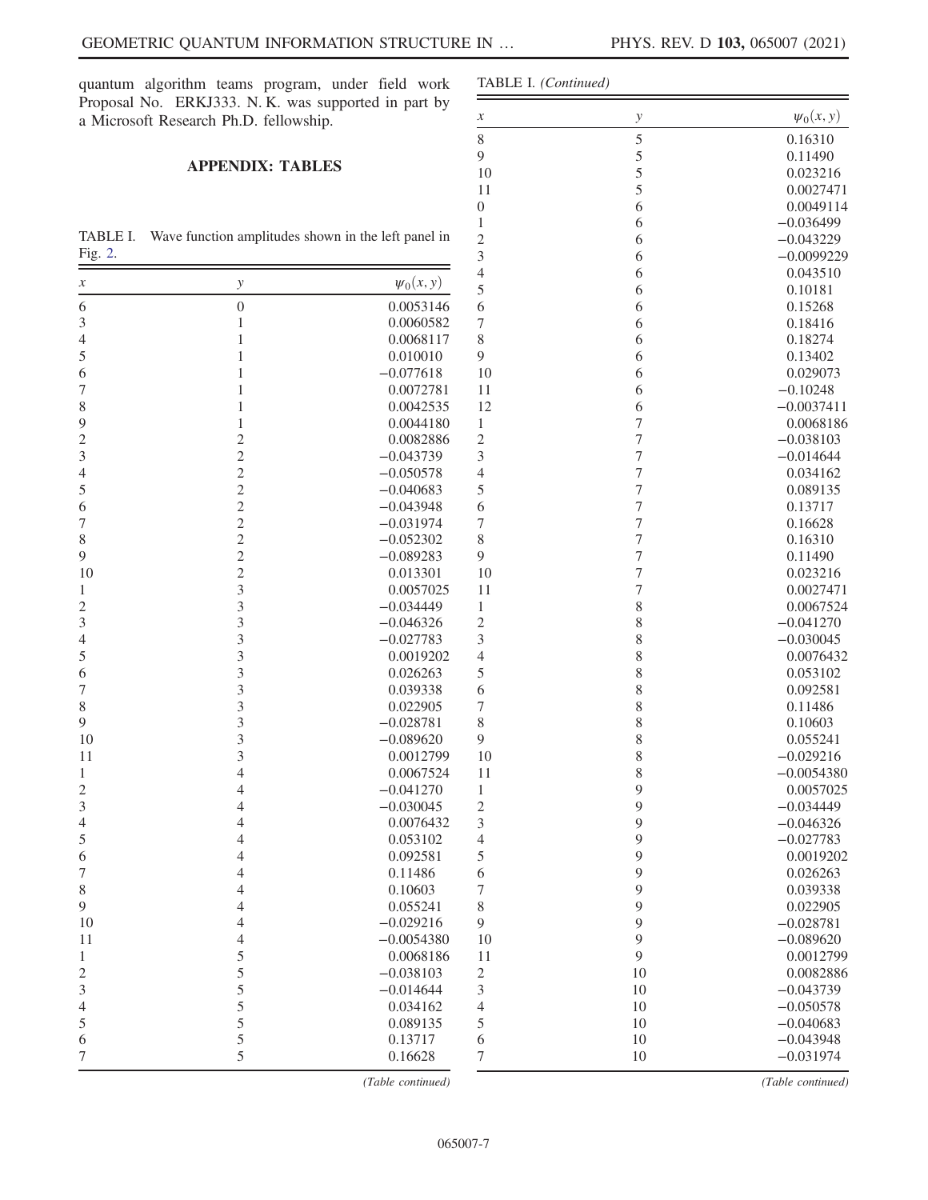quantum algorithm teams program, under field work Proposal No. ERKJ333. N. K. was supported in part by a Microsoft Research Ph.D. fellowship.

## APPENDIX: TABLES

TABLE I. Wave function amplitudes shown in the left panel in Fig. 2.

| $x$ | $y$ | $\psi_0(x, y)$ |
|---|---|---|
| 6 | 0 | 0.0053146 |
| 3 | 1 | 0.0060582 |
| 4 | 1 | 0.0068117 |
| 5 | 1 | 0.010010 |
| 6 | 1 | −0.077618 |
| 7 | 1 | 0.0072781 |
| 8 | 1 | 0.0042535 |
| 9 | 1 | 0.0044180 |
| 2 | 2 | 0.0082886 |
| 3 | 2 | −0.043739 |
| 4 | 2 | −0.050578 |
| 5 | 2 | −0.040683 |
| 6 | 2 | −0.043948 |
| 7 | 2 | −0.031974 |
| 8 | 2 | −0.052302 |
| 9 | 2 | −0.089283 |
| 10 | 2 | 0.013301 |
| 1 | 3 | 0.0057025 |
| 2 | 3 | −0.034449 |
| 3 | 3 | −0.046326 |
| 4 | 3 | −0.027783 |
| 5 | 3 | 0.0019202 |
| 6 | 3 | 0.026263 |
| 7 | 3 | 0.039338 |
| 8 | 3 | 0.022905 |
| 9 | 3 | −0.028781 |
| 10 | 3 | −0.089620 |
| 11 | 3 | 0.0012799 |
| 1 | 4 | 0.0067524 |
| 2 | 4 | −0.041270 |
| 3 | 4 | −0.030045 |
| 4 | 4 | 0.0076432 |
| 5 | 4 | 0.053102 |
| 6 | 4 | 0.092581 |
| 7 | 4 | 0.11486 |
| 8 | 4 | 0.10603 |
| 9 | 4 | 0.055241 |
| 10 | 4 | −0.029216 |
| 11 | 4 | −0.0054380 |
| 1 | 5 | 0.0068186 |
| 2 | 5 | −0.038103 |
| 3 | 5 | −0.014644 |
| 4 | 5 | 0.034162 |
| 5 | 5 | 0.089135 |
| 6 | 5 | 0.13717 |
| 7 | 5 | 0.16628 |
| 8 | 5 | 0.16310 |
| 9 | 5 | 0.11490 |
| 10 | 5 | 0.023216 |
| 11 | 5 | 0.0027471 |
| 0 | 6 | 0.0049114 |
| 1 | 6 | −0.036499 |
| 2 | 6 | −0.043229 |
| 3 | 6 | −0.0099229 |
| 4 | 6 | 0.043510 |
| 5 | 6 | 0.10181 |
| 6 | 6 | 0.15268 |
| 7 | 6 | 0.18416 |
| 8 | 6 | 0.18274 |
| 9 | 6 | 0.13402 |
| 10 | 6 | 0.029073 |
| 11 | 6 | −0.10248 |
| 12 | 6 | −0.0037411 |
| 1 | 7 | 0.0068186 |
| 2 | 7 | −0.038103 |
| 3 | 7 | −0.014644 |
| 4 | 7 | 0.034162 |
| 5 | 7 | 0.089135 |
| 6 | 7 | 0.13717 |
| 7 | 7 | 0.16628 |
| 8 | 7 | 0.16310 |
| 9 | 7 | 0.11490 |
| 10 | 7 | 0.023216 |
| 11 | 7 | 0.0027471 |
| 1 | 8 | 0.0067524 |
| 2 | 8 | −0.041270 |
| 3 | 8 | −0.030045 |
| 4 | 8 | 0.0076432 |
| 5 | 8 | 0.053102 |
| 6 | 8 | 0.092581 |
| 7 | 8 | 0.11486 |
| 8 | 8 | 0.10603 |
| 9 | 8 | 0.055241 |
| 10 | 8 | −0.029216 |
| 11 | 8 | −0.0054380 |
| 1 | 9 | 0.0057025 |
| 2 | 9 | −0.034449 |
| 3 | 9 | −0.046326 |
| 4 | 9 | −0.027783 |
| 5 | 9 | 0.0019202 |
| 6 | 9 | 0.026263 |
| 7 | 9 | 0.039338 |
| 8 | 9 | 0.022905 |
| 9 | 9 | −0.028781 |
| 10 | 9 | −0.089620 |
| 11 | 9 | 0.0012799 |
| 2 | 10 | 0.0082886 |
| 3 | 10 | −0.043739 |
| 4 | 10 | −0.050578 |
| 5 | 10 | −0.040683 |
| 6 | 10 | −0.043948 |
| 7 | 10 | −0.031974 |

*(Table continued)*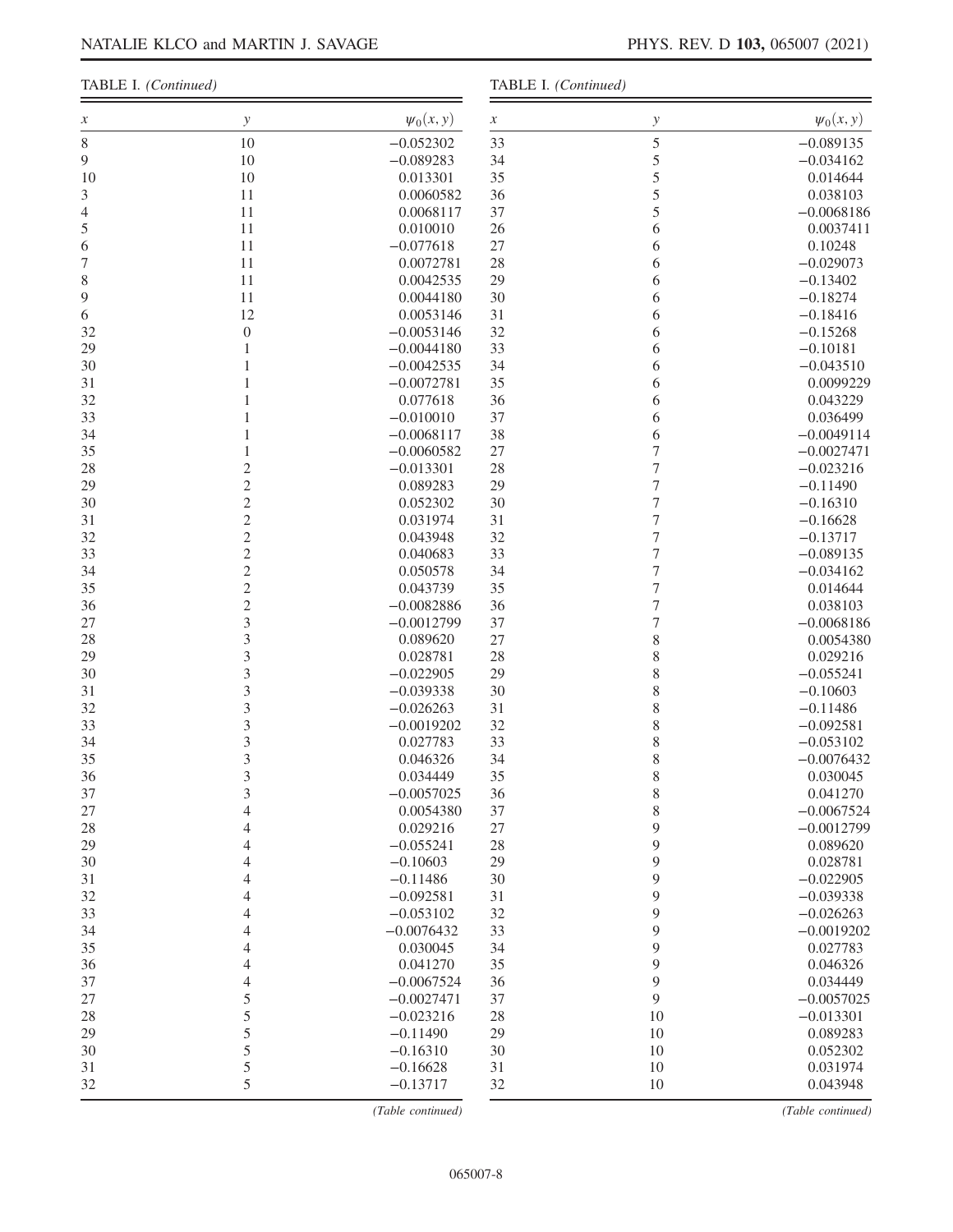TABLE I. *(Continued)*

| $x$ | $y$ | $\psi_0(x, y)$ |
|---|---|---|
| 8 | 10 | −0.052302 |
| 9 | 10 | −0.089283 |
| 10 | 10 | 0.013301 |
| 3 | 11 | 0.0060582 |
| 4 | 11 | 0.0068117 |
| 5 | 11 | 0.010010 |
| 6 | 11 | −0.077618 |
| 7 | 11 | 0.0072781 |
| 8 | 11 | 0.0042535 |
| 9 | 11 | 0.0044180 |
| 6 | 12 | 0.0053146 |
| 32 | 0 | −0.0053146 |
| 29 | 1 | −0.0044180 |
| 30 | 1 | −0.0042535 |
| 31 | 1 | −0.0072781 |
| 32 | 1 | 0.077618 |
| 33 | 1 | −0.010010 |
| 34 | 1 | −0.0068117 |
| 35 | 1 | −0.0060582 |
| 28 | 2 | −0.013301 |
| 29 | 2 | 0.089283 |
| 30 | 2 | 0.052302 |
| 31 | 2 | 0.031974 |
| 32 | 2 | 0.043948 |
| 33 | 2 | 0.040683 |
| 34 | 2 | 0.050578 |
| 35 | 2 | 0.043739 |
| 36 | 2 | −0.0082886 |
| 27 | 3 | −0.0012799 |
| 28 | 3 | 0.089620 |
| 29 | 3 | 0.028781 |
| 30 | 3 | −0.022905 |
| 31 | 3 | −0.039338 |
| 32 | 3 | −0.026263 |
| 33 | 3 | −0.0019202 |
| 34 | 3 | 0.027783 |
| 35 | 3 | 0.046326 |
| 36 | 3 | 0.034449 |
| 37 | 3 | −0.0057025 |
| 27 | 4 | 0.0054380 |
| 28 | 4 | 0.029216 |
| 29 | 4 | −0.055241 |
| 30 | 4 | −0.10603 |
| 31 | 4 | −0.11486 |
| 32 | 4 | −0.092581 |
| 33 | 4 | −0.053102 |
| 34 | 4 | −0.0076432 |
| 35 | 4 | 0.030045 |
| 36 | 4 | 0.041270 |
| 37 | 4 | −0.0067524 |
| 27 | 5 | −0.0027471 |
| 28 | 5 | −0.023216 |
| 29 | 5 | −0.11490 |
| 30 | 5 | −0.16310 |
| 31 | 5 | −0.16628 |
| 32 | 5 | −0.13717 |
| 33 | 5 | −0.089135 |
| 34 | 5 | −0.034162 |
| 35 | 5 | 0.014644 |
| 36 | 5 | 0.038103 |
| 37 | 5 | −0.0068186 |
| 26 | 6 | 0.0037411 |
| 27 | 6 | 0.10248 |
| 28 | 6 | −0.029073 |
| 29 | 6 | −0.13402 |
| 30 | 6 | −0.18274 |
| 31 | 6 | −0.18416 |
| 32 | 6 | −0.15268 |
| 33 | 6 | −0.10181 |
| 34 | 6 | −0.043510 |
| 35 | 6 | 0.0099229 |
| 36 | 6 | 0.043229 |
| 37 | 6 | 0.036499 |
| 38 | 6 | −0.0049114 |
| 27 | 7 | −0.0027471 |
| 28 | 7 | −0.023216 |
| 29 | 7 | −0.11490 |
| 30 | 7 | −0.16310 |
| 31 | 7 | −0.16628 |
| 32 | 7 | −0.13717 |
| 33 | 7 | −0.089135 |
| 34 | 7 | −0.034162 |
| 35 | 7 | 0.014644 |
| 36 | 7 | 0.038103 |
| 37 | 7 | −0.0068186 |
| 27 | 8 | 0.0054380 |
| 28 | 8 | 0.029216 |
| 29 | 8 | −0.055241 |
| 30 | 8 | −0.10603 |
| 31 | 8 | −0.11486 |
| 32 | 8 | −0.092581 |
| 33 | 8 | −0.053102 |
| 34 | 8 | −0.0076432 |
| 35 | 8 | 0.030045 |
| 36 | 8 | 0.041270 |
| 37 | 8 | −0.0067524 |
| 27 | 9 | −0.0012799 |
| 28 | 9 | 0.089620 |
| 29 | 9 | 0.028781 |
| 30 | 9 | −0.022905 |
| 31 | 9 | −0.039338 |
| 32 | 9 | −0.026263 |
| 33 | 9 | −0.0019202 |
| 34 | 9 | 0.027783 |
| 35 | 9 | 0.046326 |
| 36 | 9 | 0.034449 |
| 37 | 9 | −0.0057025 |
| 28 | 10 | −0.013301 |
| 29 | 10 | 0.089283 |
| 30 | 10 | 0.052302 |
| 31 | 10 | 0.031974 |
| 32 | 10 | 0.043948 |

*(Table continued)*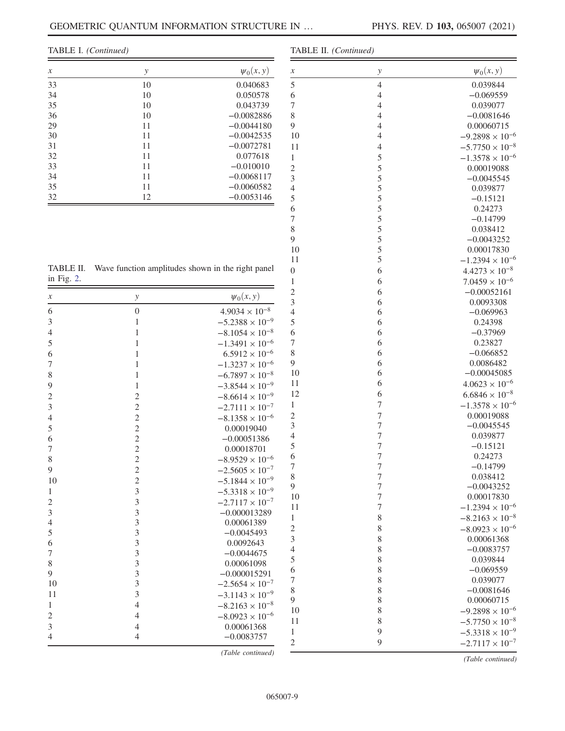TABLE I. *(Continued)*

| $x$ | $y$ | $\psi_0(x,y)$ |
|---|---|---|
| 33 | 10 | 0.040683 |
| 34 | 10 | 0.050578 |
| 35 | 10 | 0.043739 |
| 36 | 10 | −0.0082886 |
| 29 | 11 | −0.0044180 |
| 30 | 11 | −0.0042535 |
| 31 | 11 | −0.0072781 |
| 32 | 11 | 0.077618 |
| 33 | 11 | −0.010010 |
| 34 | 11 | −0.0068117 |
| 35 | 11 | −0.0060582 |
| 32 | 12 | −0.0053146 |

TABLE II. Wave function amplitudes shown in the right panel in Fig. 2.

| $x$ | $y$ | $\psi_0(x,y)$ |
|---|---|---|
| 6 | 0 | $4.9034 \times 10^{-8}$ |
| 3 | 1 | $-5.2388 \times 10^{-9}$ |
| 4 | 1 | $-8.1054 \times 10^{-8}$ |
| 5 | 1 | $-1.3491 \times 10^{-6}$ |
| 6 | 1 | $6.5912 \times 10^{-6}$ |
| 7 | 1 | $-1.3237 \times 10^{-6}$ |
| 8 | 1 | $-6.7897 \times 10^{-8}$ |
| 9 | 1 | $-3.8544 \times 10^{-9}$ |
| 2 | 2 | $-8.6614 \times 10^{-9}$ |
| 3 | 2 | $-2.7111 \times 10^{-7}$ |
| 4 | 2 | $-8.1358 \times 10^{-6}$ |
| 5 | 2 | 0.00019040 |
| 6 | 2 | −0.00051386 |
| 7 | 2 | 0.00018701 |
| 8 | 2 | $-8.9529 \times 10^{-6}$ |
| 9 | 2 | $-2.5605 \times 10^{-7}$ |
| 10 | 2 | $-5.1844 \times 10^{-9}$ |
| 1 | 3 | $-5.3318 \times 10^{-9}$ |
| 2 | 3 | $-2.7117 \times 10^{-7}$ |
| 3 | 3 | −0.000013289 |
| 4 | 3 | 0.00061389 |
| 5 | 3 | −0.0045493 |
| 6 | 3 | 0.0092643 |
| 7 | 3 | −0.0044675 |
| 8 | 3 | 0.00061098 |
| 9 | 3 | −0.000015291 |
| 10 | 3 | $-2.5654 \times 10^{-7}$ |
| 11 | 3 | $-3.1143 \times 10^{-9}$ |
| 1 | 4 | $-8.2163 \times 10^{-8}$ |
| 2 | 4 | $-8.0923 \times 10^{-6}$ |
| 3 | 4 | 0.00061368 |
| 4 | 4 | −0.0083757 |
| 5 | 4 | 0.039844 |
| 6 | 4 | −0.069559 |
| 7 | 4 | 0.039077 |
| 8 | 4 | −0.0081646 |
| 9 | 4 | 0.00060715 |
| 10 | 4 | $-9.2898 \times 10^{-6}$ |
| 11 | 4 | $-5.7750 \times 10^{-8}$ |
| 1 | 5 | $-1.3578 \times 10^{-6}$ |
| 2 | 5 | 0.00019088 |
| 3 | 5 | −0.0045545 |
| 4 | 5 | 0.039877 |
| 5 | 5 | −0.15121 |
| 6 | 5 | 0.24273 |
| 7 | 5 | −0.14799 |
| 8 | 5 | 0.038412 |
| 9 | 5 | −0.0043252 |
| 10 | 5 | 0.00017830 |
| 11 | 5 | $-1.2394 \times 10^{-6}$ |
| 0 | 6 | $4.4273 \times 10^{-8}$ |
| 1 | 6 | $7.0459 \times 10^{-6}$ |
| 2 | 6 | −0.00052161 |
| 3 | 6 | 0.0093308 |
| 4 | 6 | −0.069963 |
| 5 | 6 | 0.24398 |
| 6 | 6 | −0.37969 |
| 7 | 6 | 0.23827 |
| 8 | 6 | −0.066852 |
| 9 | 6 | 0.0086482 |
| 10 | 6 | −0.00045085 |
| 11 | 6 | $4.0623 \times 10^{-6}$ |
| 12 | 6 | $6.6846 \times 10^{-8}$ |
| 1 | 7 | $-1.3578 \times 10^{-6}$ |
| 2 | 7 | 0.00019088 |
| 3 | 7 | −0.0045545 |
| 4 | 7 | 0.039877 |
| 5 | 7 | −0.15121 |
| 6 | 7 | 0.24273 |
| 7 | 7 | −0.14799 |
| 8 | 7 | 0.038412 |
| 9 | 7 | −0.0043252 |
| 10 | 7 | 0.00017830 |
| 11 | 7 | $-1.2394 \times 10^{-6}$ |
| 1 | 8 | $-8.2163 \times 10^{-8}$ |
| 2 | 8 | $-8.0923 \times 10^{-6}$ |
| 3 | 8 | 0.00061368 |
| 4 | 8 | −0.0083757 |
| 5 | 8 | 0.039844 |
| 6 | 8 | −0.069559 |
| 7 | 8 | 0.039077 |
| 8 | 8 | −0.0081646 |
| 9 | 8 | 0.00060715 |
| 10 | 8 | $-9.2898 \times 10^{-6}$ |
| 11 | 8 | $-5.7750 \times 10^{-8}$ |
| 1 | 9 | $-5.3318 \times 10^{-9}$ |
| 2 | 9 | $-2.7117 \times 10^{-7}$ |

*(Table continued)*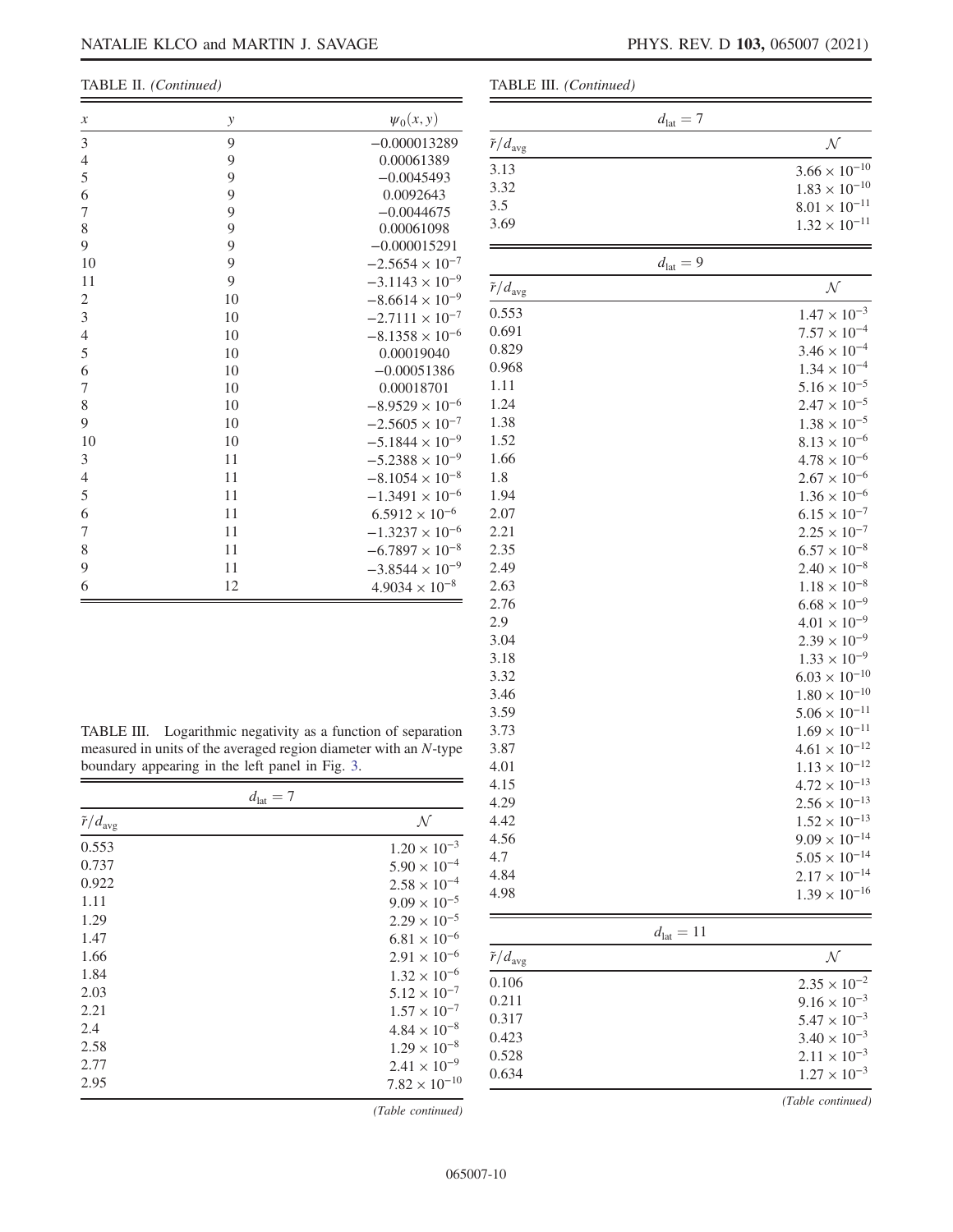TABLE II. *(Continued)*

| $x$ | $y$ | $\psi_0(x, y)$ |
|---|---|---|
| 3 | 9 | −0.000013289 |
| 4 | 9 | 0.00061389 |
| 5 | 9 | −0.0045493 |
| 6 | 9 | 0.0092643 |
| 7 | 9 | −0.0044675 |
| 8 | 9 | 0.00061098 |
| 9 | 9 | −0.000015291 |
| 10 | 9 | $-2.5654 \times 10^{-7}$ |
| 11 | 9 | $-3.1143 \times 10^{-9}$ |
| 2 | 10 | $-8.6614 \times 10^{-9}$ |
| 3 | 10 | $-2.7111 \times 10^{-7}$ |
| 4 | 10 | $-8.1358 \times 10^{-6}$ |
| 5 | 10 | 0.00019040 |
| 6 | 10 | −0.00051386 |
| 7 | 10 | 0.00018701 |
| 8 | 10 | $-8.9529 \times 10^{-6}$ |
| 9 | 10 | $-2.5605 \times 10^{-7}$ |
| 10 | 10 | $-5.1844 \times 10^{-9}$ |
| 3 | 11 | $-5.2388 \times 10^{-9}$ |
| 4 | 11 | $-8.1054 \times 10^{-8}$ |
| 5 | 11 | $-1.3491 \times 10^{-6}$ |
| 6 | 11 | $6.5912 \times 10^{-6}$ |
| 7 | 11 | $-1.3237 \times 10^{-6}$ |
| 8 | 11 | $-6.7897 \times 10^{-8}$ |
| 9 | 11 | $-3.8544 \times 10^{-9}$ |
| 6 | 12 | $4.9034 \times 10^{-8}$ |

TABLE III. Logarithmic negativity as a function of separation measured in units of the averaged region diameter with an *N*-type boundary appearing in the left panel in Fig. 3.

| $d_{\rm lat} = 7$ | |
|---|---|
| $\bar{r}/d_{\rm avg}$ | $\mathcal{N}$ |
| 0.553 | $1.20 \times 10^{-3}$ |
| 0.737 | $5.90 \times 10^{-4}$ |
| 0.922 | $2.58 \times 10^{-4}$ |
| 1.11 | $9.09 \times 10^{-5}$ |
| 1.29 | $2.29 \times 10^{-5}$ |
| 1.47 | $6.81 \times 10^{-6}$ |
| 1.66 | $2.91 \times 10^{-6}$ |
| 1.84 | $1.32 \times 10^{-6}$ |
| 2.03 | $5.12 \times 10^{-7}$ |
| 2.21 | $1.57 \times 10^{-7}$ |
| 2.4 | $4.84 \times 10^{-8}$ |
| 2.58 | $1.29 \times 10^{-8}$ |
| 2.77 | $2.41 \times 10^{-9}$ |
| 2.95 | $7.82 \times 10^{-10}$ |
| 3.13 | $3.66 \times 10^{-10}$ |
| 3.32 | $1.83 \times 10^{-10}$ |
| 3.5 | $8.01 \times 10^{-11}$ |
| 3.69 | $1.32 \times 10^{-11}$ |

| $d_{\rm lat} = 9$ | |
|---|---|
| $\bar{r}/d_{\rm avg}$ | $\mathcal{N}$ |
| 0.553 | $1.47 \times 10^{-3}$ |
| 0.691 | $7.57 \times 10^{-4}$ |
| 0.829 | $3.46 \times 10^{-4}$ |
| 0.968 | $1.34 \times 10^{-4}$ |
| 1.11 | $5.16 \times 10^{-5}$ |
| 1.24 | $2.47 \times 10^{-5}$ |
| 1.38 | $1.38 \times 10^{-5}$ |
| 1.52 | $8.13 \times 10^{-6}$ |
| 1.66 | $4.78 \times 10^{-6}$ |
| 1.8 | $2.67 \times 10^{-6}$ |
| 1.94 | $1.36 \times 10^{-6}$ |
| 2.07 | $6.15 \times 10^{-7}$ |
| 2.21 | $2.25 \times 10^{-7}$ |
| 2.35 | $6.57 \times 10^{-8}$ |
| 2.49 | $2.40 \times 10^{-8}$ |
| 2.63 | $1.18 \times 10^{-8}$ |
| 2.76 | $6.68 \times 10^{-9}$ |
| 2.9 | $4.01 \times 10^{-9}$ |
| 3.04 | $2.39 \times 10^{-9}$ |
| 3.18 | $1.33 \times 10^{-9}$ |
| 3.32 | $6.03 \times 10^{-10}$ |
| 3.46 | $1.80 \times 10^{-10}$ |
| 3.59 | $5.06 \times 10^{-11}$ |
| 3.73 | $1.69 \times 10^{-11}$ |
| 3.87 | $4.61 \times 10^{-12}$ |
| 4.01 | $1.13 \times 10^{-12}$ |
| 4.15 | $4.72 \times 10^{-13}$ |
| 4.29 | $2.56 \times 10^{-13}$ |
| 4.42 | $1.52 \times 10^{-13}$ |
| 4.56 | $9.09 \times 10^{-14}$ |
| 4.7 | $5.05 \times 10^{-14}$ |
| 4.84 | $2.17 \times 10^{-14}$ |
| 4.98 | $1.39 \times 10^{-16}$ |

| $d_{\rm lat} = 11$ | |
|---|---|
| $\bar{r}/d_{\rm avg}$ | $\mathcal{N}$ |
| 0.106 | $2.35 \times 10^{-2}$ |
| 0.211 | $9.16 \times 10^{-3}$ |
| 0.317 | $5.47 \times 10^{-3}$ |
| 0.423 | $3.40 \times 10^{-3}$ |
| 0.528 | $2.11 \times 10^{-3}$ |
| 0.634 | $1.27 \times 10^{-3}$ |

*(Table continued)*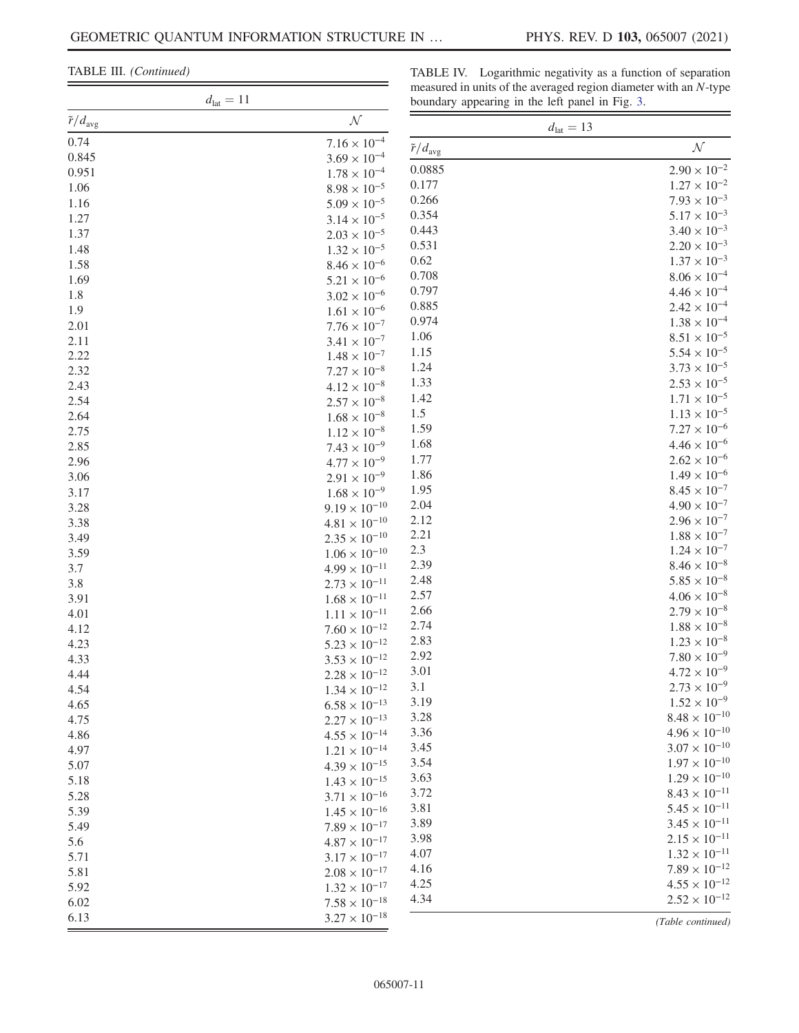TABLE III. *(Continued)*

| $d_{\text{lat}} = 11$ | |
|---|---|
| $\bar{r}/d_{\text{avg}}$ | $\mathcal{N}$ |
| 0.74 | $7.16 \times 10^{-4}$ |
| 0.845 | $3.69 \times 10^{-4}$ |
| 0.951 | $1.78 \times 10^{-4}$ |
| 1.06 | $8.98 \times 10^{-5}$ |
| 1.16 | $5.09 \times 10^{-5}$ |
| 1.27 | $3.14 \times 10^{-5}$ |
| 1.37 | $2.03 \times 10^{-5}$ |
| 1.48 | $1.32 \times 10^{-5}$ |
| 1.58 | $8.46 \times 10^{-6}$ |
| 1.69 | $5.21 \times 10^{-6}$ |
| 1.8 | $3.02 \times 10^{-6}$ |
| 1.9 | $1.61 \times 10^{-6}$ |
| 2.01 | $7.76 \times 10^{-7}$ |
| 2.11 | $3.41 \times 10^{-7}$ |
| 2.22 | $1.48 \times 10^{-7}$ |
| 2.32 | $7.27 \times 10^{-8}$ |
| 2.43 | $4.12 \times 10^{-8}$ |
| 2.54 | $2.57 \times 10^{-8}$ |
| 2.64 | $1.68 \times 10^{-8}$ |
| 2.75 | $1.12 \times 10^{-8}$ |
| 2.85 | $7.43 \times 10^{-9}$ |
| 2.96 | $4.77 \times 10^{-9}$ |
| 3.06 | $2.91 \times 10^{-9}$ |
| 3.17 | $1.68 \times 10^{-9}$ |
| 3.28 | $9.19 \times 10^{-10}$ |
| 3.38 | $4.81 \times 10^{-10}$ |
| 3.49 | $2.35 \times 10^{-10}$ |
| 3.59 | $1.06 \times 10^{-10}$ |
| 3.7 | $4.99 \times 10^{-11}$ |
| 3.8 | $2.73 \times 10^{-11}$ |
| 3.91 | $1.68 \times 10^{-11}$ |
| 4.01 | $1.11 \times 10^{-11}$ |
| 4.12 | $7.60 \times 10^{-12}$ |
| 4.23 | $5.23 \times 10^{-12}$ |
| 4.33 | $3.53 \times 10^{-12}$ |
| 4.44 | $2.28 \times 10^{-12}$ |
| 4.54 | $1.34 \times 10^{-12}$ |
| 4.65 | $6.58 \times 10^{-13}$ |
| 4.75 | $2.27 \times 10^{-13}$ |
| 4.86 | $4.55 \times 10^{-14}$ |
| 4.97 | $1.21 \times 10^{-14}$ |
| 5.07 | $4.39 \times 10^{-15}$ |
| 5.18 | $1.43 \times 10^{-15}$ |
| 5.28 | $3.71 \times 10^{-16}$ |
| 5.39 | $1.45 \times 10^{-16}$ |
| 5.49 | $7.89 \times 10^{-17}$ |
| 5.6 | $4.87 \times 10^{-17}$ |
| 5.71 | $3.17 \times 10^{-17}$ |
| 5.81 | $2.08 \times 10^{-17}$ |
| 5.92 | $1.32 \times 10^{-17}$ |
| 6.02 | $7.58 \times 10^{-18}$ |
| 6.13 | $3.27 \times 10^{-18}$ |

TABLE IV. Logarithmic negativity as a function of separation measured in units of the averaged region diameter with an $N$-type boundary appearing in the left panel in Fig. 3.

| $d_{\text{lat}} = 13$ | |
|---|---|
| $\bar{r}/d_{\text{avg}}$ | $\mathcal{N}$ |
| 0.0885 | $2.90 \times 10^{-2}$ |
| 0.177 | $1.27 \times 10^{-2}$ |
| 0.266 | $7.93 \times 10^{-3}$ |
| 0.354 | $5.17 \times 10^{-3}$ |
| 0.443 | $3.40 \times 10^{-3}$ |
| 0.531 | $2.20 \times 10^{-3}$ |
| 0.62 | $1.37 \times 10^{-3}$ |
| 0.708 | $8.06 \times 10^{-4}$ |
| 0.797 | $4.46 \times 10^{-4}$ |
| 0.885 | $2.42 \times 10^{-4}$ |
| 0.974 | $1.38 \times 10^{-4}$ |
| 1.06 | $8.51 \times 10^{-5}$ |
| 1.15 | $5.54 \times 10^{-5}$ |
| 1.24 | $3.73 \times 10^{-5}$ |
| 1.33 | $2.53 \times 10^{-5}$ |
| 1.42 | $1.71 \times 10^{-5}$ |
| 1.5 | $1.13 \times 10^{-5}$ |
| 1.59 | $7.27 \times 10^{-6}$ |
| 1.68 | $4.46 \times 10^{-6}$ |
| 1.77 | $2.62 \times 10^{-6}$ |
| 1.86 | $1.49 \times 10^{-6}$ |
| 1.95 | $8.45 \times 10^{-7}$ |
| 2.04 | $4.90 \times 10^{-7}$ |
| 2.12 | $2.96 \times 10^{-7}$ |
| 2.21 | $1.88 \times 10^{-7}$ |
| 2.3 | $1.24 \times 10^{-7}$ |
| 2.39 | $8.46 \times 10^{-8}$ |
| 2.48 | $5.85 \times 10^{-8}$ |
| 2.57 | $4.06 \times 10^{-8}$ |
| 2.66 | $2.79 \times 10^{-8}$ |
| 2.74 | $1.88 \times 10^{-8}$ |
| 2.83 | $1.23 \times 10^{-8}$ |
| 2.92 | $7.80 \times 10^{-9}$ |
| 3.01 | $4.72 \times 10^{-9}$ |
| 3.1 | $2.73 \times 10^{-9}$ |
| 3.19 | $1.52 \times 10^{-9}$ |
| 3.28 | $8.48 \times 10^{-10}$ |
| 3.36 | $4.96 \times 10^{-10}$ |
| 3.45 | $3.07 \times 10^{-10}$ |
| 3.54 | $1.97 \times 10^{-10}$ |
| 3.63 | $1.29 \times 10^{-10}$ |
| 3.72 | $8.43 \times 10^{-11}$ |
| 3.81 | $5.45 \times 10^{-11}$ |
| 3.89 | $3.45 \times 10^{-11}$ |
| 3.98 | $2.15 \times 10^{-11}$ |
| 4.07 | $1.32 \times 10^{-11}$ |
| 4.16 | $7.89 \times 10^{-12}$ |
| 4.25 | $4.55 \times 10^{-12}$ |
| 4.34 | $2.52 \times 10^{-12}$ |

*(Table continued)*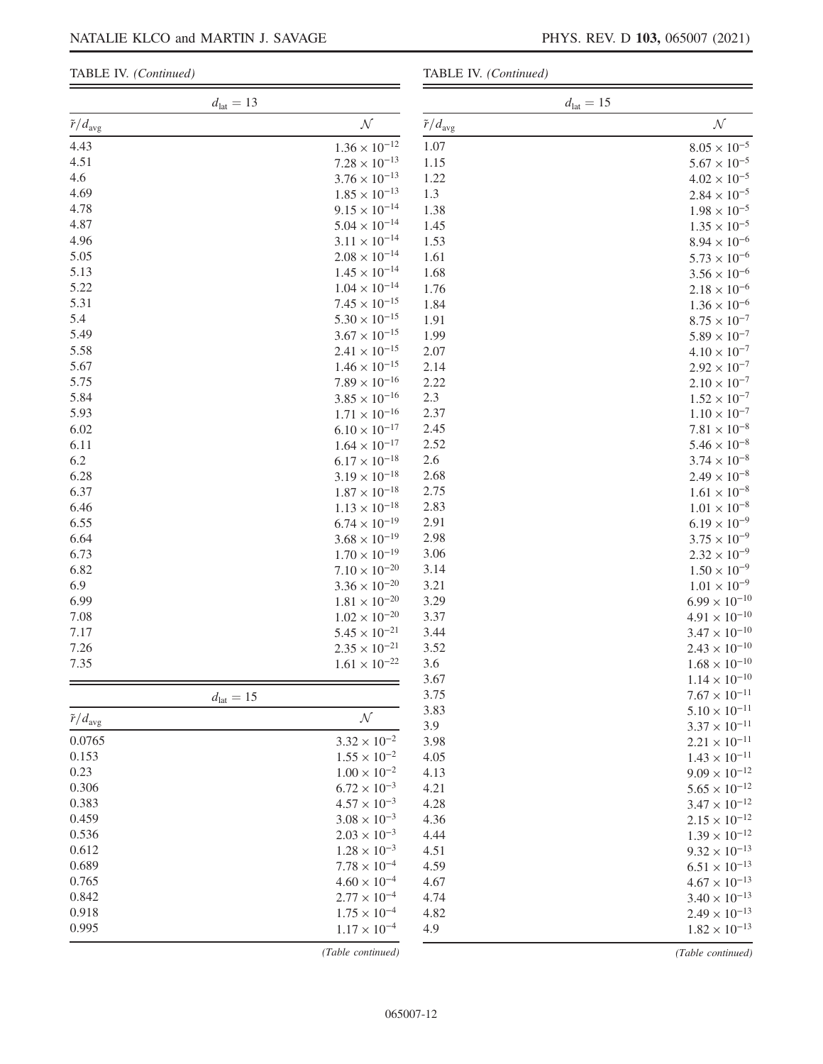TABLE IV. *(Continued)*

| $d_{\mathrm{lat}} = 13$ | |
|---|---|
| $\bar{r}/d_{\mathrm{avg}}$ | $\mathcal{N}$ |
| 4.43 | $1.36 \times 10^{-12}$ |
| 4.51 | $7.28 \times 10^{-13}$ |
| 4.6 | $3.76 \times 10^{-13}$ |
| 4.69 | $1.85 \times 10^{-13}$ |
| 4.78 | $9.15 \times 10^{-14}$ |
| 4.87 | $5.04 \times 10^{-14}$ |
| 4.96 | $3.11 \times 10^{-14}$ |
| 5.05 | $2.08 \times 10^{-14}$ |
| 5.13 | $1.45 \times 10^{-14}$ |
| 5.22 | $1.04 \times 10^{-14}$ |
| 5.31 | $7.45 \times 10^{-15}$ |
| 5.4 | $5.30 \times 10^{-15}$ |
| 5.49 | $3.67 \times 10^{-15}$ |
| 5.58 | $2.41 \times 10^{-15}$ |
| 5.67 | $1.46 \times 10^{-15}$ |
| 5.75 | $7.89 \times 10^{-16}$ |
| 5.84 | $3.85 \times 10^{-16}$ |
| 5.93 | $1.71 \times 10^{-16}$ |
| 6.02 | $6.10 \times 10^{-17}$ |
| 6.11 | $1.64 \times 10^{-17}$ |
| 6.2 | $6.17 \times 10^{-18}$ |
| 6.28 | $3.19 \times 10^{-18}$ |
| 6.37 | $1.87 \times 10^{-18}$ |
| 6.46 | $1.13 \times 10^{-18}$ |
| 6.55 | $6.74 \times 10^{-19}$ |
| 6.64 | $3.68 \times 10^{-19}$ |
| 6.73 | $1.70 \times 10^{-19}$ |
| 6.82 | $7.10 \times 10^{-20}$ |
| 6.9 | $3.36 \times 10^{-20}$ |
| 6.99 | $1.81 \times 10^{-20}$ |
| 7.08 | $1.02 \times 10^{-20}$ |
| 7.17 | $5.45 \times 10^{-21}$ |
| 7.26 | $2.35 \times 10^{-21}$ |
| 7.35 | $1.61 \times 10^{-22}$ |

| $d_{\mathrm{lat}} = 15$ | |
|---|---|
| $\bar{r}/d_{\mathrm{avg}}$ | $\mathcal{N}$ |
| 0.0765 | $3.32 \times 10^{-2}$ |
| 0.153 | $1.55 \times 10^{-2}$ |
| 0.23 | $1.00 \times 10^{-2}$ |
| 0.306 | $6.72 \times 10^{-3}$ |
| 0.383 | $4.57 \times 10^{-3}$ |
| 0.459 | $3.08 \times 10^{-3}$ |
| 0.536 | $2.03 \times 10^{-3}$ |
| 0.612 | $1.28 \times 10^{-3}$ |
| 0.689 | $7.78 \times 10^{-4}$ |
| 0.765 | $4.60 \times 10^{-4}$ |
| 0.842 | $2.77 \times 10^{-4}$ |
| 0.918 | $1.75 \times 10^{-4}$ |
| 0.995 | $1.17 \times 10^{-4}$ |
| 1.07 | $8.05 \times 10^{-5}$ |
| 1.15 | $5.67 \times 10^{-5}$ |
| 1.22 | $4.02 \times 10^{-5}$ |
| 1.3 | $2.84 \times 10^{-5}$ |
| 1.38 | $1.98 \times 10^{-5}$ |
| 1.45 | $1.35 \times 10^{-5}$ |
| 1.53 | $8.94 \times 10^{-6}$ |
| 1.61 | $5.73 \times 10^{-6}$ |
| 1.68 | $3.56 \times 10^{-6}$ |
| 1.76 | $2.18 \times 10^{-6}$ |
| 1.84 | $1.36 \times 10^{-6}$ |
| 1.91 | $8.75 \times 10^{-7}$ |
| 1.99 | $5.89 \times 10^{-7}$ |
| 2.07 | $4.10 \times 10^{-7}$ |
| 2.14 | $2.92 \times 10^{-7}$ |
| 2.22 | $2.10 \times 10^{-7}$ |
| 2.3 | $1.52 \times 10^{-7}$ |
| 2.37 | $1.10 \times 10^{-7}$ |
| 2.45 | $7.81 \times 10^{-8}$ |
| 2.52 | $5.46 \times 10^{-8}$ |
| 2.6 | $3.74 \times 10^{-8}$ |
| 2.68 | $2.49 \times 10^{-8}$ |
| 2.75 | $1.61 \times 10^{-8}$ |
| 2.83 | $1.01 \times 10^{-8}$ |
| 2.91 | $6.19 \times 10^{-9}$ |
| 2.98 | $3.75 \times 10^{-9}$ |
| 3.06 | $2.32 \times 10^{-9}$ |
| 3.14 | $1.50 \times 10^{-9}$ |
| 3.21 | $1.01 \times 10^{-9}$ |
| 3.29 | $6.99 \times 10^{-10}$ |
| 3.37 | $4.91 \times 10^{-10}$ |
| 3.44 | $3.47 \times 10^{-10}$ |
| 3.52 | $2.43 \times 10^{-10}$ |
| 3.6 | $1.68 \times 10^{-10}$ |
| 3.67 | $1.14 \times 10^{-10}$ |
| 3.75 | $7.67 \times 10^{-11}$ |
| 3.83 | $5.10 \times 10^{-11}$ |
| 3.9 | $3.37 \times 10^{-11}$ |
| 3.98 | $2.21 \times 10^{-11}$ |
| 4.05 | $1.43 \times 10^{-11}$ |
| 4.13 | $9.09 \times 10^{-12}$ |
| 4.21 | $5.65 \times 10^{-12}$ |
| 4.28 | $3.47 \times 10^{-12}$ |
| 4.36 | $2.15 \times 10^{-12}$ |
| 4.44 | $1.39 \times 10^{-12}$ |
| 4.51 | $9.32 \times 10^{-13}$ |
| 4.59 | $6.51 \times 10^{-13}$ |
| 4.67 | $4.67 \times 10^{-13}$ |
| 4.74 | $3.40 \times 10^{-13}$ |
| 4.82 | $2.49 \times 10^{-13}$ |
| 4.9 | $1.82 \times 10^{-13}$ |

*(Table continued)*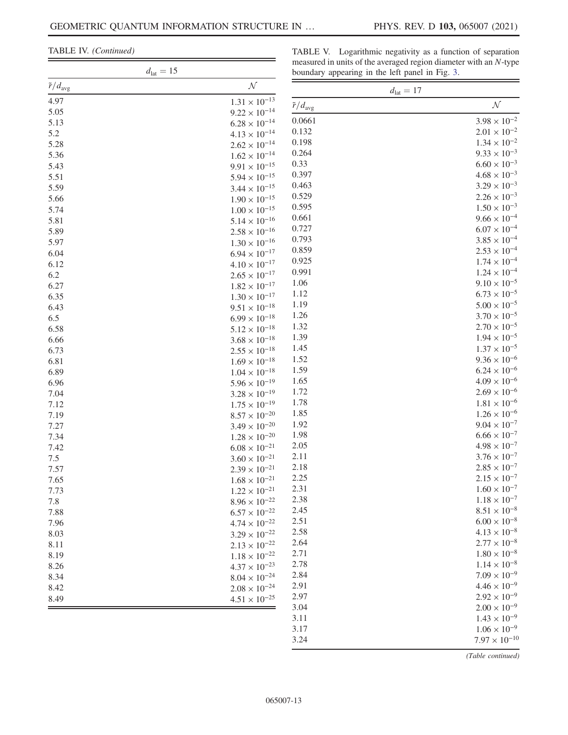TABLE IV. *(Continued)*

| $d_{\text{lat}} = 15$ | |
|---|---|
| $\bar{r}/d_{\text{avg}}$ | $\mathcal{N}$ |
| 4.97 | $1.31 \times 10^{-13}$ |
| 5.05 | $9.22 \times 10^{-14}$ |
| 5.13 | $6.28 \times 10^{-14}$ |
| 5.2 | $4.13 \times 10^{-14}$ |
| 5.28 | $2.62 \times 10^{-14}$ |
| 5.36 | $1.62 \times 10^{-14}$ |
| 5.43 | $9.91 \times 10^{-15}$ |
| 5.51 | $5.94 \times 10^{-15}$ |
| 5.59 | $3.44 \times 10^{-15}$ |
| 5.66 | $1.90 \times 10^{-15}$ |
| 5.74 | $1.00 \times 10^{-15}$ |
| 5.81 | $5.14 \times 10^{-16}$ |
| 5.89 | $2.58 \times 10^{-16}$ |
| 5.97 | $1.30 \times 10^{-16}$ |
| 6.04 | $6.94 \times 10^{-17}$ |
| 6.12 | $4.10 \times 10^{-17}$ |
| 6.2 | $2.65 \times 10^{-17}$ |
| 6.27 | $1.82 \times 10^{-17}$ |
| 6.35 | $1.30 \times 10^{-17}$ |
| 6.43 | $9.51 \times 10^{-18}$ |
| 6.5 | $6.99 \times 10^{-18}$ |
| 6.58 | $5.12 \times 10^{-18}$ |
| 6.66 | $3.68 \times 10^{-18}$ |
| 6.73 | $2.55 \times 10^{-18}$ |
| 6.81 | $1.69 \times 10^{-18}$ |
| 6.89 | $1.04 \times 10^{-18}$ |
| 6.96 | $5.96 \times 10^{-19}$ |
| 7.04 | $3.28 \times 10^{-19}$ |
| 7.12 | $1.75 \times 10^{-19}$ |
| 7.19 | $8.57 \times 10^{-20}$ |
| 7.27 | $3.49 \times 10^{-20}$ |
| 7.34 | $1.28 \times 10^{-20}$ |
| 7.42 | $6.08 \times 10^{-21}$ |
| 7.5 | $3.60 \times 10^{-21}$ |
| 7.57 | $2.39 \times 10^{-21}$ |
| 7.65 | $1.68 \times 10^{-21}$ |
| 7.73 | $1.22 \times 10^{-21}$ |
| 7.8 | $8.96 \times 10^{-22}$ |
| 7.88 | $6.57 \times 10^{-22}$ |
| 7.96 | $4.74 \times 10^{-22}$ |
| 8.03 | $3.29 \times 10^{-22}$ |
| 8.11 | $2.13 \times 10^{-22}$ |
| 8.19 | $1.18 \times 10^{-22}$ |
| 8.26 | $4.37 \times 10^{-23}$ |
| 8.34 | $8.04 \times 10^{-24}$ |
| 8.42 | $2.08 \times 10^{-24}$ |
| 8.49 | $4.51 \times 10^{-25}$ |

TABLE V. Logarithmic negativity as a function of separation measured in units of the averaged region diameter with an $N$-type boundary appearing in the left panel in Fig. 3.

| $d_{\text{lat}} = 17$ | |
|---|---|
| $\bar{r}/d_{\text{avg}}$ | $\mathcal{N}$ |
| 0.0661 | $3.98 \times 10^{-2}$ |
| 0.132 | $2.01 \times 10^{-2}$ |
| 0.198 | $1.34 \times 10^{-2}$ |
| 0.264 | $9.33 \times 10^{-3}$ |
| 0.33 | $6.60 \times 10^{-3}$ |
| 0.397 | $4.68 \times 10^{-3}$ |
| 0.463 | $3.29 \times 10^{-3}$ |
| 0.529 | $2.26 \times 10^{-3}$ |
| 0.595 | $1.50 \times 10^{-3}$ |
| 0.661 | $9.66 \times 10^{-4}$ |
| 0.727 | $6.07 \times 10^{-4}$ |
| 0.793 | $3.85 \times 10^{-4}$ |
| 0.859 | $2.53 \times 10^{-4}$ |
| 0.925 | $1.74 \times 10^{-4}$ |
| 0.991 | $1.24 \times 10^{-4}$ |
| 1.06 | $9.10 \times 10^{-5}$ |
| 1.12 | $6.73 \times 10^{-5}$ |
| 1.19 | $5.00 \times 10^{-5}$ |
| 1.26 | $3.70 \times 10^{-5}$ |
| 1.32 | $2.70 \times 10^{-5}$ |
| 1.39 | $1.94 \times 10^{-5}$ |
| 1.45 | $1.37 \times 10^{-5}$ |
| 1.52 | $9.36 \times 10^{-6}$ |
| 1.59 | $6.24 \times 10^{-6}$ |
| 1.65 | $4.09 \times 10^{-6}$ |
| 1.72 | $2.69 \times 10^{-6}$ |
| 1.78 | $1.81 \times 10^{-6}$ |
| 1.85 | $1.26 \times 10^{-6}$ |
| 1.92 | $9.04 \times 10^{-7}$ |
| 1.98 | $6.66 \times 10^{-7}$ |
| 2.05 | $4.98 \times 10^{-7}$ |
| 2.11 | $3.76 \times 10^{-7}$ |
| 2.18 | $2.85 \times 10^{-7}$ |
| 2.25 | $2.15 \times 10^{-7}$ |
| 2.31 | $1.60 \times 10^{-7}$ |
| 2.38 | $1.18 \times 10^{-7}$ |
| 2.45 | $8.51 \times 10^{-8}$ |
| 2.51 | $6.00 \times 10^{-8}$ |
| 2.58 | $4.13 \times 10^{-8}$ |
| 2.64 | $2.77 \times 10^{-8}$ |
| 2.71 | $1.80 \times 10^{-8}$ |
| 2.78 | $1.14 \times 10^{-8}$ |
| 2.84 | $7.09 \times 10^{-9}$ |
| 2.91 | $4.46 \times 10^{-9}$ |
| 2.97 | $2.92 \times 10^{-9}$ |
| 3.04 | $2.00 \times 10^{-9}$ |
| 3.11 | $1.43 \times 10^{-9}$ |
| 3.17 | $1.06 \times 10^{-9}$ |
| 3.24 | $7.97 \times 10^{-10}$ |

*(Table continued)*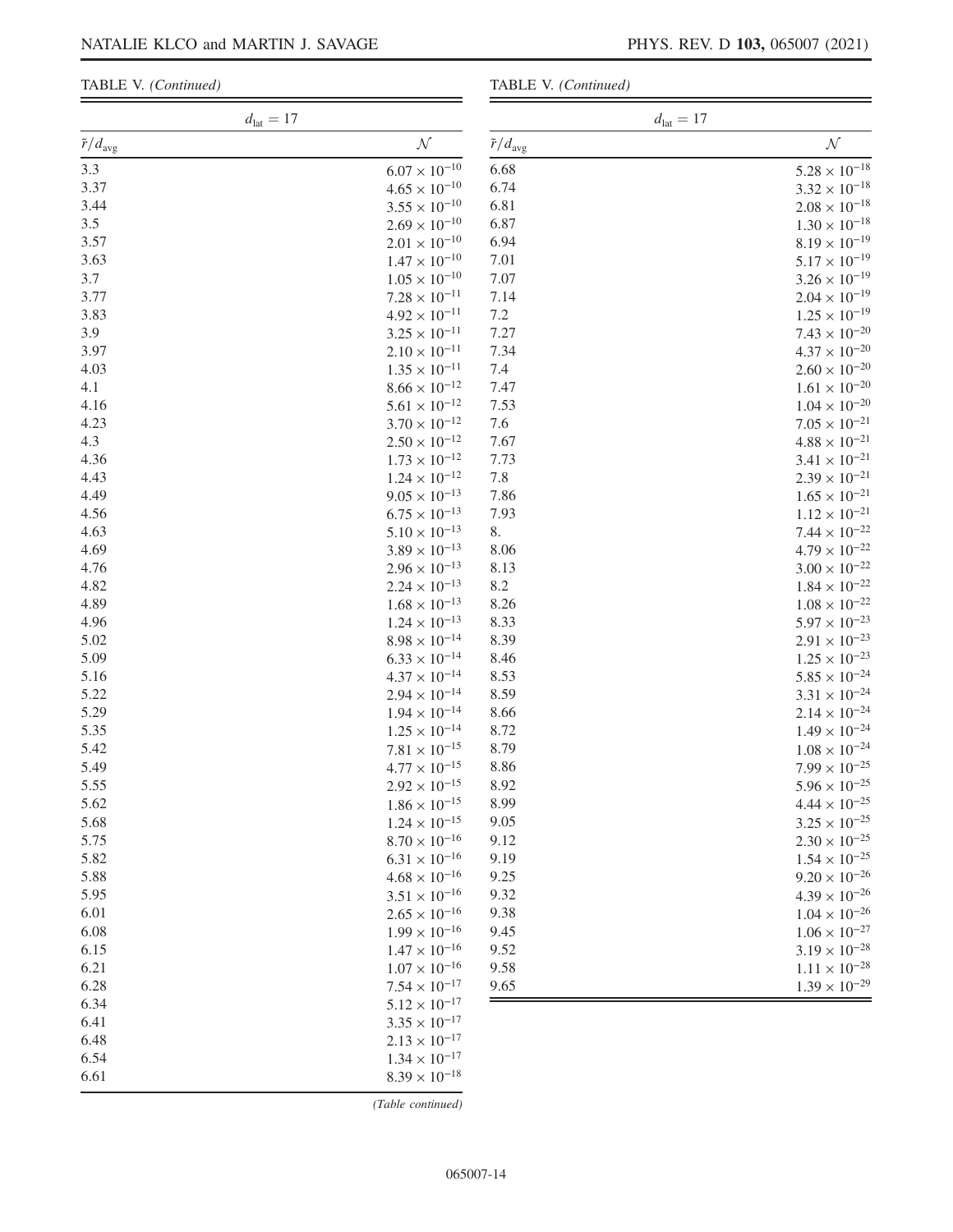TABLE V. *(Continued)*

| $d_{\text{lat}} = 17$ | |
|---|---|
| $\bar{r}/d_{\text{avg}}$ | $\mathcal{N}$ |
| 3.3 | $6.07 \times 10^{-10}$ |
| 3.37 | $4.65 \times 10^{-10}$ |
| 3.44 | $3.55 \times 10^{-10}$ |
| 3.5 | $2.69 \times 10^{-10}$ |
| 3.57 | $2.01 \times 10^{-10}$ |
| 3.63 | $1.47 \times 10^{-10}$ |
| 3.7 | $1.05 \times 10^{-10}$ |
| 3.77 | $7.28 \times 10^{-11}$ |
| 3.83 | $4.92 \times 10^{-11}$ |
| 3.9 | $3.25 \times 10^{-11}$ |
| 3.97 | $2.10 \times 10^{-11}$ |
| 4.03 | $1.35 \times 10^{-11}$ |
| 4.1 | $8.66 \times 10^{-12}$ |
| 4.16 | $5.61 \times 10^{-12}$ |
| 4.23 | $3.70 \times 10^{-12}$ |
| 4.3 | $2.50 \times 10^{-12}$ |
| 4.36 | $1.73 \times 10^{-12}$ |
| 4.43 | $1.24 \times 10^{-12}$ |
| 4.49 | $9.05 \times 10^{-13}$ |
| 4.56 | $6.75 \times 10^{-13}$ |
| 4.63 | $5.10 \times 10^{-13}$ |
| 4.69 | $3.89 \times 10^{-13}$ |
| 4.76 | $2.96 \times 10^{-13}$ |
| 4.82 | $2.24 \times 10^{-13}$ |
| 4.89 | $1.68 \times 10^{-13}$ |
| 4.96 | $1.24 \times 10^{-13}$ |
| 5.02 | $8.98 \times 10^{-14}$ |
| 5.09 | $6.33 \times 10^{-14}$ |
| 5.16 | $4.37 \times 10^{-14}$ |
| 5.22 | $2.94 \times 10^{-14}$ |
| 5.29 | $1.94 \times 10^{-14}$ |
| 5.35 | $1.25 \times 10^{-14}$ |
| 5.42 | $7.81 \times 10^{-15}$ |
| 5.49 | $4.77 \times 10^{-15}$ |
| 5.55 | $2.92 \times 10^{-15}$ |
| 5.62 | $1.86 \times 10^{-15}$ |
| 5.68 | $1.24 \times 10^{-15}$ |
| 5.75 | $8.70 \times 10^{-16}$ |
| 5.82 | $6.31 \times 10^{-16}$ |
| 5.88 | $4.68 \times 10^{-16}$ |
| 5.95 | $3.51 \times 10^{-16}$ |
| 6.01 | $2.65 \times 10^{-16}$ |
| 6.08 | $1.99 \times 10^{-16}$ |
| 6.15 | $1.47 \times 10^{-16}$ |
| 6.21 | $1.07 \times 10^{-16}$ |
| 6.28 | $7.54 \times 10^{-17}$ |
| 6.34 | $5.12 \times 10^{-17}$ |
| 6.41 | $3.35 \times 10^{-17}$ |
| 6.48 | $2.13 \times 10^{-17}$ |
| 6.54 | $1.34 \times 10^{-17}$ |
| 6.61 | $8.39 \times 10^{-18}$ |
| 6.68 | $5.28 \times 10^{-18}$ |
| 6.74 | $3.32 \times 10^{-18}$ |
| 6.81 | $2.08 \times 10^{-18}$ |
| 6.87 | $1.30 \times 10^{-18}$ |
| 6.94 | $8.19 \times 10^{-19}$ |
| 7.01 | $5.17 \times 10^{-19}$ |
| 7.07 | $3.26 \times 10^{-19}$ |
| 7.14 | $2.04 \times 10^{-19}$ |
| 7.2 | $1.25 \times 10^{-19}$ |
| 7.27 | $7.43 \times 10^{-20}$ |
| 7.34 | $4.37 \times 10^{-20}$ |
| 7.4 | $2.60 \times 10^{-20}$ |
| 7.47 | $1.61 \times 10^{-20}$ |
| 7.53 | $1.04 \times 10^{-20}$ |
| 7.6 | $7.05 \times 10^{-21}$ |
| 7.67 | $4.88 \times 10^{-21}$ |
| 7.73 | $3.41 \times 10^{-21}$ |
| 7.8 | $2.39 \times 10^{-21}$ |
| 7.86 | $1.65 \times 10^{-21}$ |
| 7.93 | $1.12 \times 10^{-21}$ |
| 8. | $7.44 \times 10^{-22}$ |
| 8.06 | $4.79 \times 10^{-22}$ |
| 8.13 | $3.00 \times 10^{-22}$ |
| 8.2 | $1.84 \times 10^{-22}$ |
| 8.26 | $1.08 \times 10^{-22}$ |
| 8.33 | $5.97 \times 10^{-23}$ |
| 8.39 | $2.91 \times 10^{-23}$ |
| 8.46 | $1.25 \times 10^{-23}$ |
| 8.53 | $5.85 \times 10^{-24}$ |
| 8.59 | $3.31 \times 10^{-24}$ |
| 8.66 | $2.14 \times 10^{-24}$ |
| 8.72 | $1.49 \times 10^{-24}$ |
| 8.79 | $1.08 \times 10^{-24}$ |
| 8.86 | $7.99 \times 10^{-25}$ |
| 8.92 | $5.96 \times 10^{-25}$ |
| 8.99 | $4.44 \times 10^{-25}$ |
| 9.05 | $3.25 \times 10^{-25}$ |
| 9.12 | $2.30 \times 10^{-25}$ |
| 9.19 | $1.54 \times 10^{-25}$ |
| 9.25 | $9.20 \times 10^{-26}$ |
| 9.32 | $4.39 \times 10^{-26}$ |
| 9.38 | $1.04 \times 10^{-26}$ |
| 9.45 | $1.06 \times 10^{-27}$ |
| 9.52 | $3.19 \times 10^{-28}$ |
| 9.58 | $1.11 \times 10^{-28}$ |
| 9.65 | $1.39 \times 10^{-29}$ |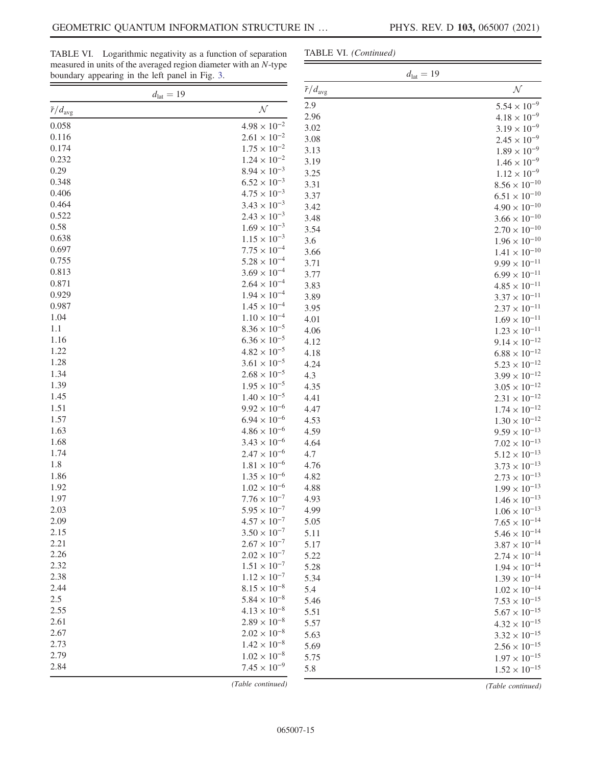TABLE VI. Logarithmic negativity as a function of separation measured in units of the averaged region diameter with an $N$-type boundary appearing in the left panel in Fig. 3.

| $d_{\mathrm{lat}} = 19$ | |
|---|---|
| $\tilde{r}/d_{\mathrm{avg}}$ | $\mathcal{N}$ |
| 0.058 | $4.98 \times 10^{-2}$ |
| 0.116 | $2.61 \times 10^{-2}$ |
| 0.174 | $1.75 \times 10^{-2}$ |
| 0.232 | $1.24 \times 10^{-2}$ |
| 0.29 | $8.94 \times 10^{-3}$ |
| 0.348 | $6.52 \times 10^{-3}$ |
| 0.406 | $4.75 \times 10^{-3}$ |
| 0.464 | $3.43 \times 10^{-3}$ |
| 0.522 | $2.43 \times 10^{-3}$ |
| 0.58 | $1.69 \times 10^{-3}$ |
| 0.638 | $1.15 \times 10^{-3}$ |
| 0.697 | $7.75 \times 10^{-4}$ |
| 0.755 | $5.28 \times 10^{-4}$ |
| 0.813 | $3.69 \times 10^{-4}$ |
| 0.871 | $2.64 \times 10^{-4}$ |
| 0.929 | $1.94 \times 10^{-4}$ |
| 0.987 | $1.45 \times 10^{-4}$ |
| 1.04 | $1.10 \times 10^{-4}$ |
| 1.1 | $8.36 \times 10^{-5}$ |
| 1.16 | $6.36 \times 10^{-5}$ |
| 1.22 | $4.82 \times 10^{-5}$ |
| 1.28 | $3.61 \times 10^{-5}$ |
| 1.34 | $2.68 \times 10^{-5}$ |
| 1.39 | $1.95 \times 10^{-5}$ |
| 1.45 | $1.40 \times 10^{-5}$ |
| 1.51 | $9.92 \times 10^{-6}$ |
| 1.57 | $6.94 \times 10^{-6}$ |
| 1.63 | $4.86 \times 10^{-6}$ |
| 1.68 | $3.43 \times 10^{-6}$ |
| 1.74 | $2.47 \times 10^{-6}$ |
| 1.8 | $1.81 \times 10^{-6}$ |
| 1.86 | $1.35 \times 10^{-6}$ |
| 1.92 | $1.02 \times 10^{-6}$ |
| 1.97 | $7.76 \times 10^{-7}$ |
| 2.03 | $5.95 \times 10^{-7}$ |
| 2.09 | $4.57 \times 10^{-7}$ |
| 2.15 | $3.50 \times 10^{-7}$ |
| 2.21 | $2.67 \times 10^{-7}$ |
| 2.26 | $2.02 \times 10^{-7}$ |
| 2.32 | $1.51 \times 10^{-7}$ |
| 2.38 | $1.12 \times 10^{-7}$ |
| 2.44 | $8.15 \times 10^{-8}$ |
| 2.5 | $5.84 \times 10^{-8}$ |
| 2.55 | $4.13 \times 10^{-8}$ |
| 2.61 | $2.89 \times 10^{-8}$ |
| 2.67 | $2.02 \times 10^{-8}$ |
| 2.73 | $1.42 \times 10^{-8}$ |
| 2.79 | $1.02 \times 10^{-8}$ |
| 2.84 | $7.45 \times 10^{-9}$ |
| 2.9 | $5.54 \times 10^{-9}$ |
| 2.96 | $4.18 \times 10^{-9}$ |
| 3.02 | $3.19 \times 10^{-9}$ |
| 3.08 | $2.45 \times 10^{-9}$ |
| 3.13 | $1.89 \times 10^{-9}$ |
| 3.19 | $1.46 \times 10^{-9}$ |
| 3.25 | $1.12 \times 10^{-9}$ |
| 3.31 | $8.56 \times 10^{-10}$ |
| 3.37 | $6.51 \times 10^{-10}$ |
| 3.42 | $4.90 \times 10^{-10}$ |
| 3.48 | $3.66 \times 10^{-10}$ |
| 3.54 | $2.70 \times 10^{-10}$ |
| 3.6 | $1.96 \times 10^{-10}$ |
| 3.66 | $1.41 \times 10^{-10}$ |
| 3.71 | $9.99 \times 10^{-11}$ |
| 3.77 | $6.99 \times 10^{-11}$ |
| 3.83 | $4.85 \times 10^{-11}$ |
| 3.89 | $3.37 \times 10^{-11}$ |
| 3.95 | $2.37 \times 10^{-11}$ |
| 4.01 | $1.69 \times 10^{-11}$ |
| 4.06 | $1.23 \times 10^{-11}$ |
| 4.12 | $9.14 \times 10^{-12}$ |
| 4.18 | $6.88 \times 10^{-12}$ |
| 4.24 | $5.23 \times 10^{-12}$ |
| 4.3 | $3.99 \times 10^{-12}$ |
| 4.35 | $3.05 \times 10^{-12}$ |
| 4.41 | $2.31 \times 10^{-12}$ |
| 4.47 | $1.74 \times 10^{-12}$ |
| 4.53 | $1.30 \times 10^{-12}$ |
| 4.59 | $9.59 \times 10^{-13}$ |
| 4.64 | $7.02 \times 10^{-13}$ |
| 4.7 | $5.12 \times 10^{-13}$ |
| 4.76 | $3.73 \times 10^{-13}$ |
| 4.82 | $2.73 \times 10^{-13}$ |
| 4.88 | $1.99 \times 10^{-13}$ |
| 4.93 | $1.46 \times 10^{-13}$ |
| 4.99 | $1.06 \times 10^{-13}$ |
| 5.05 | $7.65 \times 10^{-14}$ |
| 5.11 | $5.46 \times 10^{-14}$ |
| 5.17 | $3.87 \times 10^{-14}$ |
| 5.22 | $2.74 \times 10^{-14}$ |
| 5.28 | $1.94 \times 10^{-14}$ |
| 5.34 | $1.39 \times 10^{-14}$ |
| 5.4 | $1.02 \times 10^{-14}$ |
| 5.46 | $7.53 \times 10^{-15}$ |
| 5.51 | $5.67 \times 10^{-15}$ |
| 5.57 | $4.32 \times 10^{-15}$ |
| 5.63 | $3.32 \times 10^{-15}$ |
| 5.69 | $2.56 \times 10^{-15}$ |
| 5.75 | $1.97 \times 10^{-15}$ |
| 5.8 | $1.52 \times 10^{-15}$ |

*(Table continued)*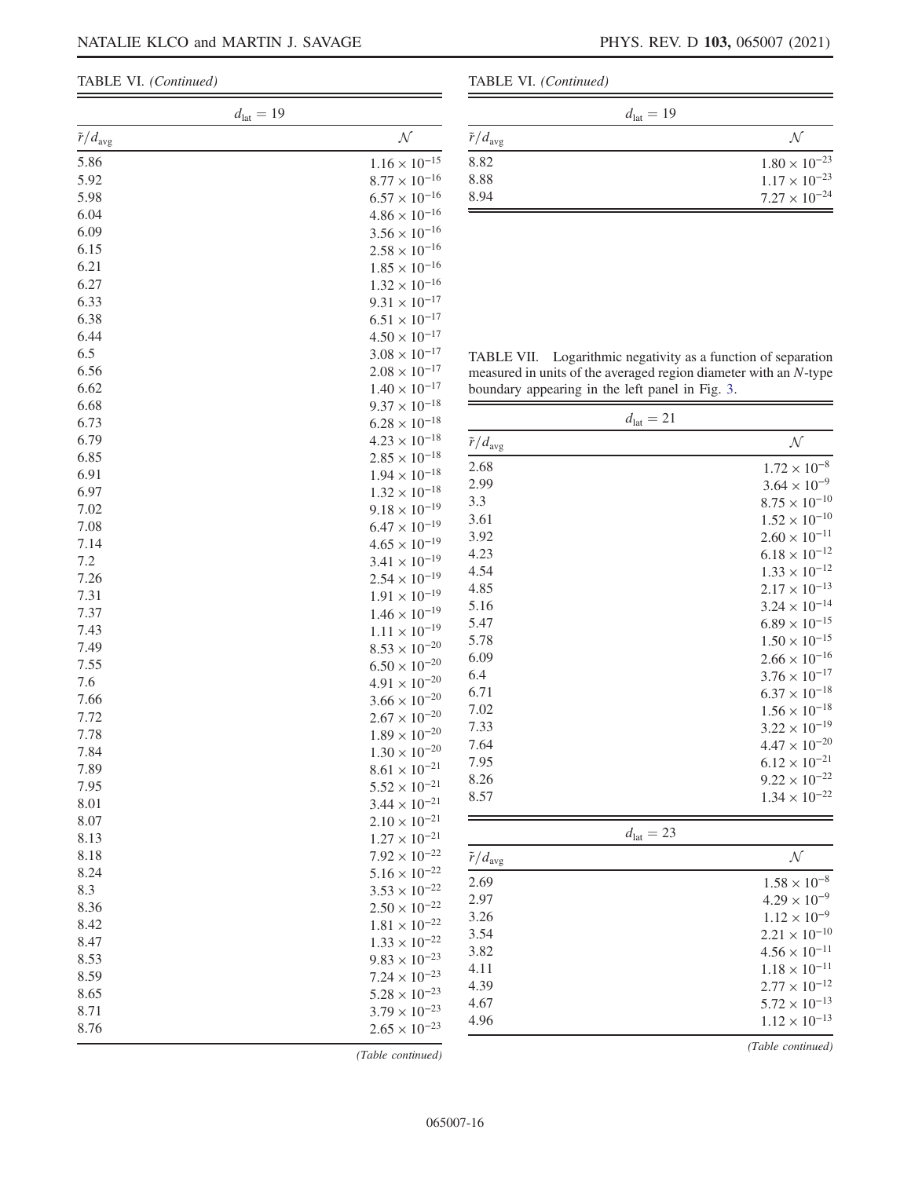TABLE VI. *(Continued)*

| $d_{\mathrm{lat}} = 19$ | |
|---|---|
| $\bar{r}/d_{\mathrm{avg}}$ | $\mathcal{N}$ |
| 5.86 | $1.16 \times 10^{-15}$ |
| 5.92 | $8.77 \times 10^{-16}$ |
| 5.98 | $6.57 \times 10^{-16}$ |
| 6.04 | $4.86 \times 10^{-16}$ |
| 6.09 | $3.56 \times 10^{-16}$ |
| 6.15 | $2.58 \times 10^{-16}$ |
| 6.21 | $1.85 \times 10^{-16}$ |
| 6.27 | $1.32 \times 10^{-16}$ |
| 6.33 | $9.31 \times 10^{-17}$ |
| 6.38 | $6.51 \times 10^{-17}$ |
| 6.44 | $4.50 \times 10^{-17}$ |
| 6.5 | $3.08 \times 10^{-17}$ |
| 6.56 | $2.08 \times 10^{-17}$ |
| 6.62 | $1.40 \times 10^{-17}$ |
| 6.68 | $9.37 \times 10^{-18}$ |
| 6.73 | $6.28 \times 10^{-18}$ |
| 6.79 | $4.23 \times 10^{-18}$ |
| 6.85 | $2.85 \times 10^{-18}$ |
| 6.91 | $1.94 \times 10^{-18}$ |
| 6.97 | $1.32 \times 10^{-18}$ |
| 7.02 | $9.18 \times 10^{-19}$ |
| 7.08 | $6.47 \times 10^{-19}$ |
| 7.14 | $4.65 \times 10^{-19}$ |
| 7.2 | $3.41 \times 10^{-19}$ |
| 7.26 | $2.54 \times 10^{-19}$ |
| 7.31 | $1.91 \times 10^{-19}$ |
| 7.37 | $1.46 \times 10^{-19}$ |
| 7.43 | $1.11 \times 10^{-19}$ |
| 7.49 | $8.53 \times 10^{-20}$ |
| 7.55 | $6.50 \times 10^{-20}$ |
| 7.6 | $4.91 \times 10^{-20}$ |
| 7.66 | $3.66 \times 10^{-20}$ |
| 7.72 | $2.67 \times 10^{-20}$ |
| 7.78 | $1.89 \times 10^{-20}$ |
| 7.84 | $1.30 \times 10^{-20}$ |
| 7.89 | $8.61 \times 10^{-21}$ |
| 7.95 | $5.52 \times 10^{-21}$ |
| 8.01 | $3.44 \times 10^{-21}$ |
| 8.07 | $2.10 \times 10^{-21}$ |
| 8.13 | $1.27 \times 10^{-21}$ |
| 8.18 | $7.92 \times 10^{-22}$ |
| 8.24 | $5.16 \times 10^{-22}$ |
| 8.3 | $3.53 \times 10^{-22}$ |
| 8.36 | $2.50 \times 10^{-22}$ |
| 8.42 | $1.81 \times 10^{-22}$ |
| 8.47 | $1.33 \times 10^{-22}$ |
| 8.53 | $9.83 \times 10^{-23}$ |
| 8.59 | $7.24 \times 10^{-23}$ |
| 8.65 | $5.28 \times 10^{-23}$ |
| 8.71 | $3.79 \times 10^{-23}$ |
| 8.76 | $2.65 \times 10^{-23}$ |
| 8.82 | $1.80 \times 10^{-23}$ |
| 8.88 | $1.17 \times 10^{-23}$ |
| 8.94 | $7.27 \times 10^{-24}$ |

TABLE VII. Logarithmic negativity as a function of separation measured in units of the averaged region diameter with an $N$-type boundary appearing in the left panel in Fig. 3.

| $d_{\mathrm{lat}} = 21$ | |
|---|---|
| $\bar{r}/d_{\mathrm{avg}}$ | $\mathcal{N}$ |
| 2.68 | $1.72 \times 10^{-8}$ |
| 2.99 | $3.64 \times 10^{-9}$ |
| 3.3 | $8.75 \times 10^{-10}$ |
| 3.61 | $1.52 \times 10^{-10}$ |
| 3.92 | $2.60 \times 10^{-11}$ |
| 4.23 | $6.18 \times 10^{-12}$ |
| 4.54 | $1.33 \times 10^{-12}$ |
| 4.85 | $2.17 \times 10^{-13}$ |
| 5.16 | $3.24 \times 10^{-14}$ |
| 5.47 | $6.89 \times 10^{-15}$ |
| 5.78 | $1.50 \times 10^{-15}$ |
| 6.09 | $2.66 \times 10^{-16}$ |
| 6.4 | $3.76 \times 10^{-17}$ |
| 6.71 | $6.37 \times 10^{-18}$ |
| 7.02 | $1.56 \times 10^{-18}$ |
| 7.33 | $3.22 \times 10^{-19}$ |
| 7.64 | $4.47 \times 10^{-20}$ |
| 7.95 | $6.12 \times 10^{-21}$ |
| 8.26 | $9.22 \times 10^{-22}$ |
| 8.57 | $1.34 \times 10^{-22}$ |
| $d_{\mathrm{lat}} = 23$ | |
| $\bar{r}/d_{\mathrm{avg}}$ | $\mathcal{N}$ |
| 2.69 | $1.58 \times 10^{-8}$ |
| 2.97 | $4.29 \times 10^{-9}$ |
| 3.26 | $1.12 \times 10^{-9}$ |
| 3.54 | $2.21 \times 10^{-10}$ |
| 3.82 | $4.56 \times 10^{-11}$ |
| 4.11 | $1.18 \times 10^{-11}$ |
| 4.39 | $2.77 \times 10^{-12}$ |
| 4.67 | $5.72 \times 10^{-13}$ |
| 4.96 | $1.12 \times 10^{-13}$ |

*(Table continued)*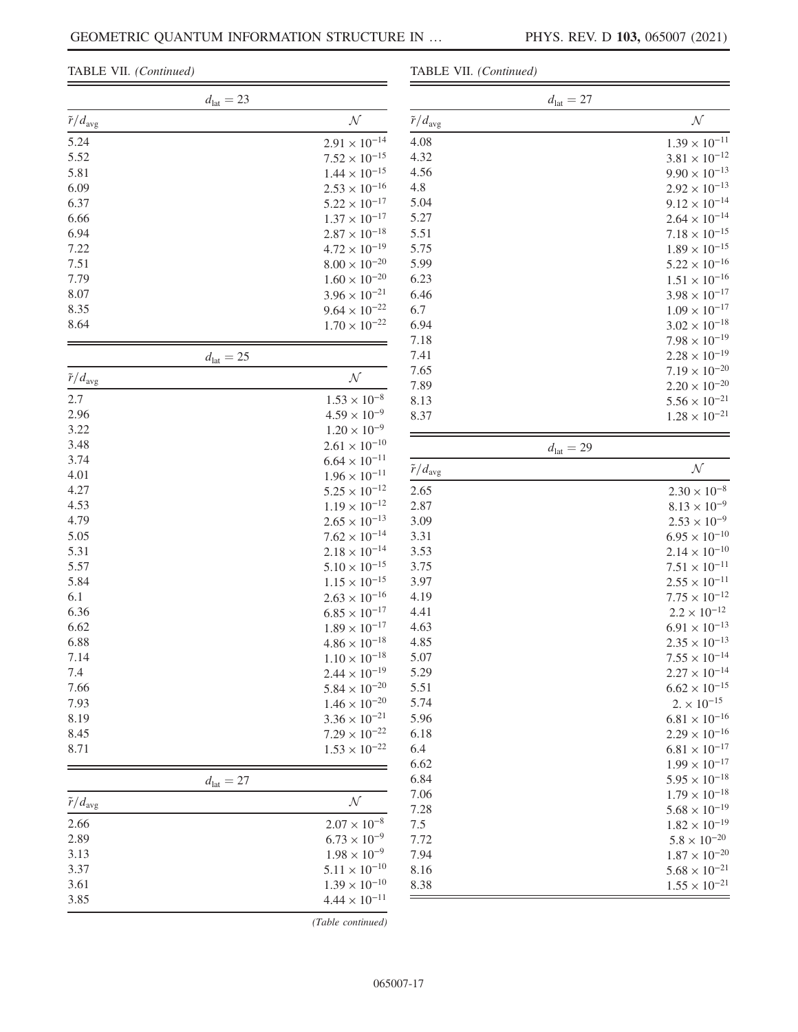TABLE VII. (Continued)

| $d_{\text{lat}} = 23$ | |
|---|---|
| $\bar{r}/d_{\text{avg}}$ | $\mathcal{N}$ |
| 5.24 | $2.91 \times 10^{-14}$ |
| 5.52 | $7.52 \times 10^{-15}$ |
| 5.81 | $1.44 \times 10^{-15}$ |
| 6.09 | $2.53 \times 10^{-16}$ |
| 6.37 | $5.22 \times 10^{-17}$ |
| 6.66 | $1.37 \times 10^{-17}$ |
| 6.94 | $2.87 \times 10^{-18}$ |
| 7.22 | $4.72 \times 10^{-19}$ |
| 7.51 | $8.00 \times 10^{-20}$ |
| 7.79 | $1.60 \times 10^{-20}$ |
| 8.07 | $3.96 \times 10^{-21}$ |
| 8.35 | $9.64 \times 10^{-22}$ |
| 8.64 | $1.70 \times 10^{-22}$ |

| $d_{\text{lat}} = 25$ | |
|---|---|
| $\bar{r}/d_{\text{avg}}$ | $\mathcal{N}$ |
| 2.7 | $1.53 \times 10^{-8}$ |
| 2.96 | $4.59 \times 10^{-9}$ |
| 3.22 | $1.20 \times 10^{-9}$ |
| 3.48 | $2.61 \times 10^{-10}$ |
| 3.74 | $6.64 \times 10^{-11}$ |
| 4.01 | $1.96 \times 10^{-11}$ |
| 4.27 | $5.25 \times 10^{-12}$ |
| 4.53 | $1.19 \times 10^{-12}$ |
| 4.79 | $2.65 \times 10^{-13}$ |
| 5.05 | $7.62 \times 10^{-14}$ |
| 5.31 | $2.18 \times 10^{-14}$ |
| 5.57 | $5.10 \times 10^{-15}$ |
| 5.84 | $1.15 \times 10^{-15}$ |
| 6.1 | $2.63 \times 10^{-16}$ |
| 6.36 | $6.85 \times 10^{-17}$ |
| 6.62 | $1.89 \times 10^{-17}$ |
| 6.88 | $4.86 \times 10^{-18}$ |
| 7.14 | $1.10 \times 10^{-18}$ |
| 7.4 | $2.44 \times 10^{-19}$ |
| 7.66 | $5.84 \times 10^{-20}$ |
| 7.93 | $1.46 \times 10^{-20}$ |
| 8.19 | $3.36 \times 10^{-21}$ |
| 8.45 | $7.29 \times 10^{-22}$ |
| 8.71 | $1.53 \times 10^{-22}$ |

| $d_{\text{lat}} = 27$ | |
|---|---|
| $\bar{r}/d_{\text{avg}}$ | $\mathcal{N}$ |
| 2.66 | $2.07 \times 10^{-8}$ |
| 2.89 | $6.73 \times 10^{-9}$ |
| 3.13 | $1.98 \times 10^{-9}$ |
| 3.37 | $5.11 \times 10^{-10}$ |
| 3.61 | $1.39 \times 10^{-10}$ |
| 3.85 | $4.44 \times 10^{-11}$ |
| 4.08 | $1.39 \times 10^{-11}$ |
| 4.32 | $3.81 \times 10^{-12}$ |
| 4.56 | $9.90 \times 10^{-13}$ |
| 4.8 | $2.92 \times 10^{-13}$ |
| 5.04 | $9.12 \times 10^{-14}$ |
| 5.27 | $2.64 \times 10^{-14}$ |
| 5.51 | $7.18 \times 10^{-15}$ |
| 5.75 | $1.89 \times 10^{-15}$ |
| 5.99 | $5.22 \times 10^{-16}$ |
| 6.23 | $1.51 \times 10^{-16}$ |
| 6.46 | $3.98 \times 10^{-17}$ |
| 6.7 | $1.09 \times 10^{-17}$ |
| 6.94 | $3.02 \times 10^{-18}$ |
| 7.18 | $7.98 \times 10^{-19}$ |
| 7.41 | $2.28 \times 10^{-19}$ |
| 7.65 | $7.19 \times 10^{-20}$ |
| 7.89 | $2.20 \times 10^{-20}$ |
| 8.13 | $5.56 \times 10^{-21}$ |
| 8.37 | $1.28 \times 10^{-21}$ |

| $d_{\text{lat}} = 29$ | |
|---|---|
| $\bar{r}/d_{\text{avg}}$ | $\mathcal{N}$ |
| 2.65 | $2.30 \times 10^{-8}$ |
| 2.87 | $8.13 \times 10^{-9}$ |
| 3.09 | $2.53 \times 10^{-9}$ |
| 3.31 | $6.95 \times 10^{-10}$ |
| 3.53 | $2.14 \times 10^{-10}$ |
| 3.75 | $7.51 \times 10^{-11}$ |
| 3.97 | $2.55 \times 10^{-11}$ |
| 4.19 | $7.75 \times 10^{-12}$ |
| 4.41 | $2.2 \times 10^{-12}$ |
| 4.63 | $6.91 \times 10^{-13}$ |
| 4.85 | $2.35 \times 10^{-13}$ |
| 5.07 | $7.55 \times 10^{-14}$ |
| 5.29 | $2.27 \times 10^{-14}$ |
| 5.51 | $6.62 \times 10^{-15}$ |
| 5.74 | $2. \times 10^{-15}$ |
| 5.96 | $6.81 \times 10^{-16}$ |
| 6.18 | $2.29 \times 10^{-16}$ |
| 6.4 | $6.81 \times 10^{-17}$ |
| 6.62 | $1.99 \times 10^{-17}$ |
| 6.84 | $5.95 \times 10^{-18}$ |
| 7.06 | $1.79 \times 10^{-18}$ |
| 7.28 | $5.68 \times 10^{-19}$ |
| 7.5 | $1.82 \times 10^{-19}$ |
| 7.72 | $5.8 \times 10^{-20}$ |
| 7.94 | $1.87 \times 10^{-20}$ |
| 8.16 | $5.68 \times 10^{-21}$ |
| 8.38 | $1.55 \times 10^{-21}$ |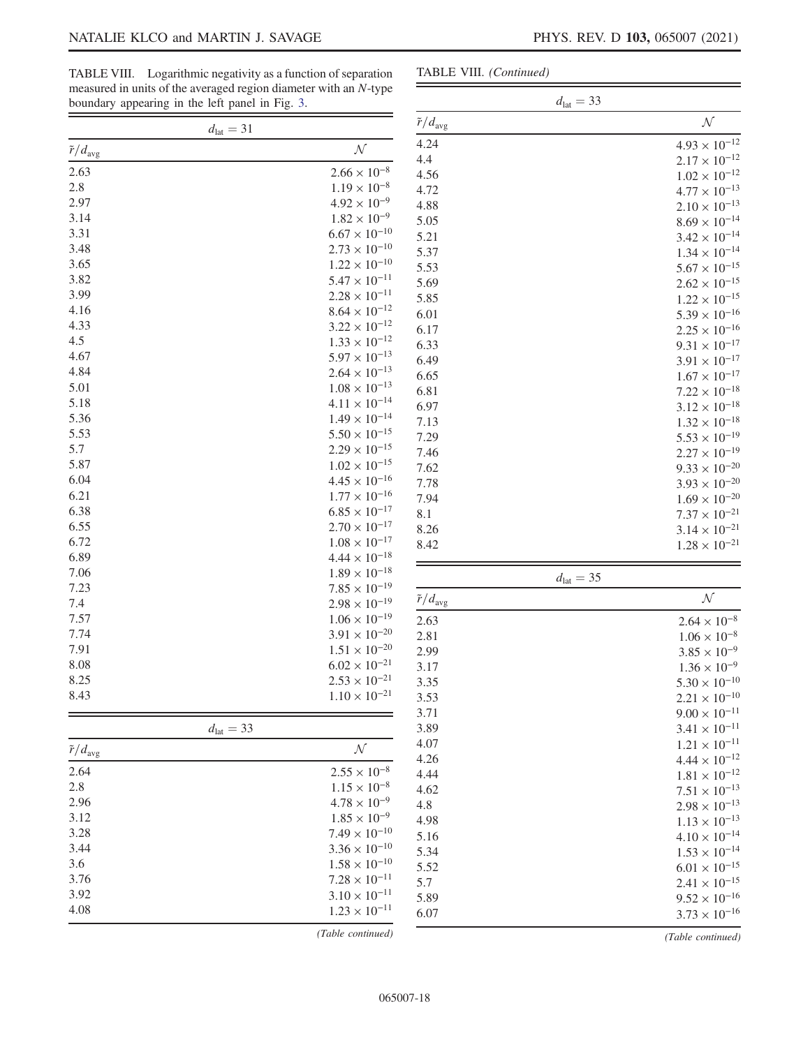TABLE VIII. Logarithmic negativity as a function of separation measured in units of the averaged region diameter with an $N$-type boundary appearing in the left panel in Fig. 3.

| $d_{\mathrm{lat}} = 31$ | |
|---|---|
| $\tilde{r}/d_{\mathrm{avg}}$ | $\mathcal{N}$ |
| 2.63 | $2.66 \times 10^{-8}$ |
| 2.8 | $1.19 \times 10^{-8}$ |
| 2.97 | $4.92 \times 10^{-9}$ |
| 3.14 | $1.82 \times 10^{-9}$ |
| 3.31 | $6.67 \times 10^{-10}$ |
| 3.48 | $2.73 \times 10^{-10}$ |
| 3.65 | $1.22 \times 10^{-10}$ |
| 3.82 | $5.47 \times 10^{-11}$ |
| 3.99 | $2.28 \times 10^{-11}$ |
| 4.16 | $8.64 \times 10^{-12}$ |
| 4.33 | $3.22 \times 10^{-12}$ |
| 4.5 | $1.33 \times 10^{-12}$ |
| 4.67 | $5.97 \times 10^{-13}$ |
| 4.84 | $2.64 \times 10^{-13}$ |
| 5.01 | $1.08 \times 10^{-13}$ |
| 5.18 | $4.11 \times 10^{-14}$ |
| 5.36 | $1.49 \times 10^{-14}$ |
| 5.53 | $5.50 \times 10^{-15}$ |
| 5.7 | $2.29 \times 10^{-15}$ |
| 5.87 | $1.02 \times 10^{-15}$ |
| 6.04 | $4.45 \times 10^{-16}$ |
| 6.21 | $1.77 \times 10^{-16}$ |
| 6.38 | $6.85 \times 10^{-17}$ |
| 6.55 | $2.70 \times 10^{-17}$ |
| 6.72 | $1.08 \times 10^{-17}$ |
| 6.89 | $4.44 \times 10^{-18}$ |
| 7.06 | $1.89 \times 10^{-18}$ |
| 7.23 | $7.85 \times 10^{-19}$ |
| 7.4 | $2.98 \times 10^{-19}$ |
| 7.57 | $1.06 \times 10^{-19}$ |
| 7.74 | $3.91 \times 10^{-20}$ |
| 7.91 | $1.51 \times 10^{-20}$ |
| 8.08 | $6.02 \times 10^{-21}$ |
| 8.25 | $2.53 \times 10^{-21}$ |
| 8.43 | $1.10 \times 10^{-21}$ |

| $d_{\mathrm{lat}} = 33$ | |
|---|---|
| $\tilde{r}/d_{\mathrm{avg}}$ | $\mathcal{N}$ |
| 2.64 | $2.55 \times 10^{-8}$ |
| 2.8 | $1.15 \times 10^{-8}$ |
| 2.96 | $4.78 \times 10^{-9}$ |
| 3.12 | $1.85 \times 10^{-9}$ |
| 3.28 | $7.49 \times 10^{-10}$ |
| 3.44 | $3.36 \times 10^{-10}$ |
| 3.6 | $1.58 \times 10^{-10}$ |
| 3.76 | $7.28 \times 10^{-11}$ |
| 3.92 | $3.10 \times 10^{-11}$ |
| 4.08 | $1.23 \times 10^{-11}$ |
| 4.24 | $4.93 \times 10^{-12}$ |
| 4.4 | $2.17 \times 10^{-12}$ |
| 4.56 | $1.02 \times 10^{-12}$ |
| 4.72 | $4.77 \times 10^{-13}$ |
| 4.88 | $2.10 \times 10^{-13}$ |
| 5.05 | $8.69 \times 10^{-14}$ |
| 5.21 | $3.42 \times 10^{-14}$ |
| 5.37 | $1.34 \times 10^{-14}$ |
| 5.53 | $5.67 \times 10^{-15}$ |
| 5.69 | $2.62 \times 10^{-15}$ |
| 5.85 | $1.22 \times 10^{-15}$ |
| 6.01 | $5.39 \times 10^{-16}$ |
| 6.17 | $2.25 \times 10^{-16}$ |
| 6.33 | $9.31 \times 10^{-17}$ |
| 6.49 | $3.91 \times 10^{-17}$ |
| 6.65 | $1.67 \times 10^{-17}$ |
| 6.81 | $7.22 \times 10^{-18}$ |
| 6.97 | $3.12 \times 10^{-18}$ |
| 7.13 | $1.32 \times 10^{-18}$ |
| 7.29 | $5.53 \times 10^{-19}$ |
| 7.46 | $2.27 \times 10^{-19}$ |
| 7.62 | $9.33 \times 10^{-20}$ |
| 7.78 | $3.93 \times 10^{-20}$ |
| 7.94 | $1.69 \times 10^{-20}$ |
| 8.1 | $7.37 \times 10^{-21}$ |
| 8.26 | $3.14 \times 10^{-21}$ |
| 8.42 | $1.28 \times 10^{-21}$ |

| $d_{\mathrm{lat}} = 35$ | |
|---|---|
| $\tilde{r}/d_{\mathrm{avg}}$ | $\mathcal{N}$ |
| 2.63 | $2.64 \times 10^{-8}$ |
| 2.81 | $1.06 \times 10^{-8}$ |
| 2.99 | $3.85 \times 10^{-9}$ |
| 3.17 | $1.36 \times 10^{-9}$ |
| 3.35 | $5.30 \times 10^{-10}$ |
| 3.53 | $2.21 \times 10^{-10}$ |
| 3.71 | $9.00 \times 10^{-11}$ |
| 3.89 | $3.41 \times 10^{-11}$ |
| 4.07 | $1.21 \times 10^{-11}$ |
| 4.26 | $4.44 \times 10^{-12}$ |
| 4.44 | $1.81 \times 10^{-12}$ |
| 4.62 | $7.51 \times 10^{-13}$ |
| 4.8 | $2.98 \times 10^{-13}$ |
| 4.98 | $1.13 \times 10^{-13}$ |
| 5.16 | $4.10 \times 10^{-14}$ |
| 5.34 | $1.53 \times 10^{-14}$ |
| 5.52 | $6.01 \times 10^{-15}$ |
| 5.7 | $2.41 \times 10^{-15}$ |
| 5.89 | $9.52 \times 10^{-16}$ |
| 6.07 | $3.73 \times 10^{-16}$ |

*(Table continued)*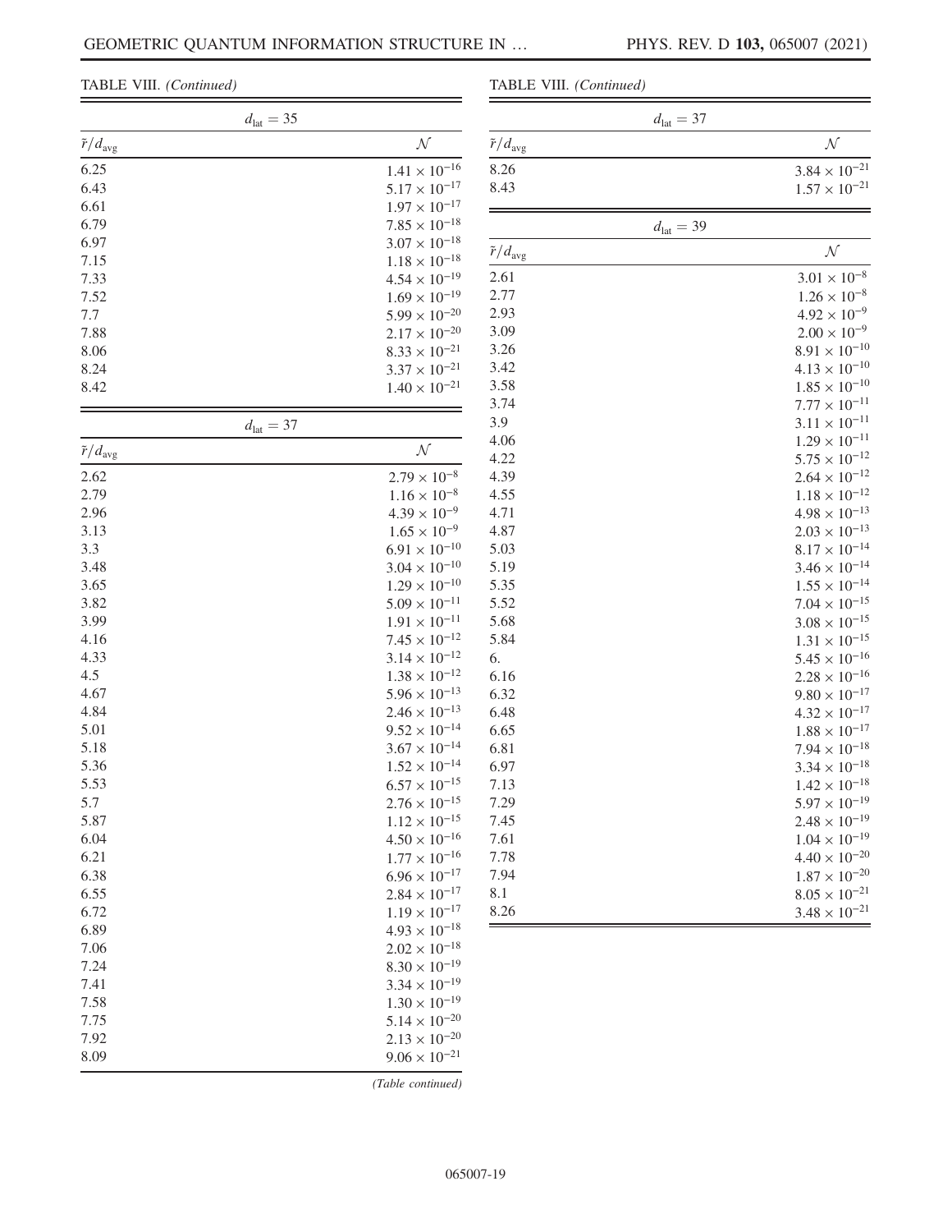TABLE VIII. *(Continued)*

| $d_{\rm lat} = 35$ | |
|---|---|
| $\bar{r}/d_{\rm avg}$ | $\mathcal{N}$ |
| 6.25 | $1.41 \times 10^{-16}$ |
| 6.43 | $5.17 \times 10^{-17}$ |
| 6.61 | $1.97 \times 10^{-17}$ |
| 6.79 | $7.85 \times 10^{-18}$ |
| 6.97 | $3.07 \times 10^{-18}$ |
| 7.15 | $1.18 \times 10^{-18}$ |
| 7.33 | $4.54 \times 10^{-19}$ |
| 7.52 | $1.69 \times 10^{-19}$ |
| 7.7 | $5.99 \times 10^{-20}$ |
| 7.88 | $2.17 \times 10^{-20}$ |
| 8.06 | $8.33 \times 10^{-21}$ |
| 8.24 | $3.37 \times 10^{-21}$ |
| 8.42 | $1.40 \times 10^{-21}$ |

| $d_{\rm lat} = 37$ | |
|---|---|
| $\bar{r}/d_{\rm avg}$ | $\mathcal{N}$ |
| 2.62 | $2.79 \times 10^{-8}$ |
| 2.79 | $1.16 \times 10^{-8}$ |
| 2.96 | $4.39 \times 10^{-9}$ |
| 3.13 | $1.65 \times 10^{-9}$ |
| 3.3 | $6.91 \times 10^{-10}$ |
| 3.48 | $3.04 \times 10^{-10}$ |
| 3.65 | $1.29 \times 10^{-10}$ |
| 3.82 | $5.09 \times 10^{-11}$ |
| 3.99 | $1.91 \times 10^{-11}$ |
| 4.16 | $7.45 \times 10^{-12}$ |
| 4.33 | $3.14 \times 10^{-12}$ |
| 4.5 | $1.38 \times 10^{-12}$ |
| 4.67 | $5.96 \times 10^{-13}$ |
| 4.84 | $2.46 \times 10^{-13}$ |
| 5.01 | $9.52 \times 10^{-14}$ |
| 5.18 | $3.67 \times 10^{-14}$ |
| 5.36 | $1.52 \times 10^{-14}$ |
| 5.53 | $6.57 \times 10^{-15}$ |
| 5.7 | $2.76 \times 10^{-15}$ |
| 5.87 | $1.12 \times 10^{-15}$ |
| 6.04 | $4.50 \times 10^{-16}$ |
| 6.21 | $1.77 \times 10^{-16}$ |
| 6.38 | $6.96 \times 10^{-17}$ |
| 6.55 | $2.84 \times 10^{-17}$ |
| 6.72 | $1.19 \times 10^{-17}$ |
| 6.89 | $4.93 \times 10^{-18}$ |
| 7.06 | $2.02 \times 10^{-18}$ |
| 7.24 | $8.30 \times 10^{-19}$ |
| 7.41 | $3.34 \times 10^{-19}$ |
| 7.58 | $1.30 \times 10^{-19}$ |
| 7.75 | $5.14 \times 10^{-20}$ |
| 7.92 | $2.13 \times 10^{-20}$ |
| 8.09 | $9.06 \times 10^{-21}$ |
| 8.26 | $3.84 \times 10^{-21}$ |
| 8.43 | $1.57 \times 10^{-21}$ |

| $d_{\rm lat} = 39$ | |
|---|---|
| $\bar{r}/d_{\rm avg}$ | $\mathcal{N}$ |
| 2.61 | $3.01 \times 10^{-8}$ |
| 2.77 | $1.26 \times 10^{-8}$ |
| 2.93 | $4.92 \times 10^{-9}$ |
| 3.09 | $2.00 \times 10^{-9}$ |
| 3.26 | $8.91 \times 10^{-10}$ |
| 3.42 | $4.13 \times 10^{-10}$ |
| 3.58 | $1.85 \times 10^{-10}$ |
| 3.74 | $7.77 \times 10^{-11}$ |
| 3.9 | $3.11 \times 10^{-11}$ |
| 4.06 | $1.29 \times 10^{-11}$ |
| 4.22 | $5.75 \times 10^{-12}$ |
| 4.39 | $2.64 \times 10^{-12}$ |
| 4.55 | $1.18 \times 10^{-12}$ |
| 4.71 | $4.98 \times 10^{-13}$ |
| 4.87 | $2.03 \times 10^{-13}$ |
| 5.03 | $8.17 \times 10^{-14}$ |
| 5.19 | $3.46 \times 10^{-14}$ |
| 5.35 | $1.55 \times 10^{-14}$ |
| 5.52 | $7.04 \times 10^{-15}$ |
| 5.68 | $3.08 \times 10^{-15}$ |
| 5.84 | $1.31 \times 10^{-15}$ |
| 6. | $5.45 \times 10^{-16}$ |
| 6.16 | $2.28 \times 10^{-16}$ |
| 6.32 | $9.80 \times 10^{-17}$ |
| 6.48 | $4.32 \times 10^{-17}$ |
| 6.65 | $1.88 \times 10^{-17}$ |
| 6.81 | $7.94 \times 10^{-18}$ |
| 6.97 | $3.34 \times 10^{-18}$ |
| 7.13 | $1.42 \times 10^{-18}$ |
| 7.29 | $5.97 \times 10^{-19}$ |
| 7.45 | $2.48 \times 10^{-19}$ |
| 7.61 | $1.04 \times 10^{-19}$ |
| 7.78 | $4.40 \times 10^{-20}$ |
| 7.94 | $1.87 \times 10^{-20}$ |
| 8.1 | $8.05 \times 10^{-21}$ |
| 8.26 | $3.48 \times 10^{-21}$ |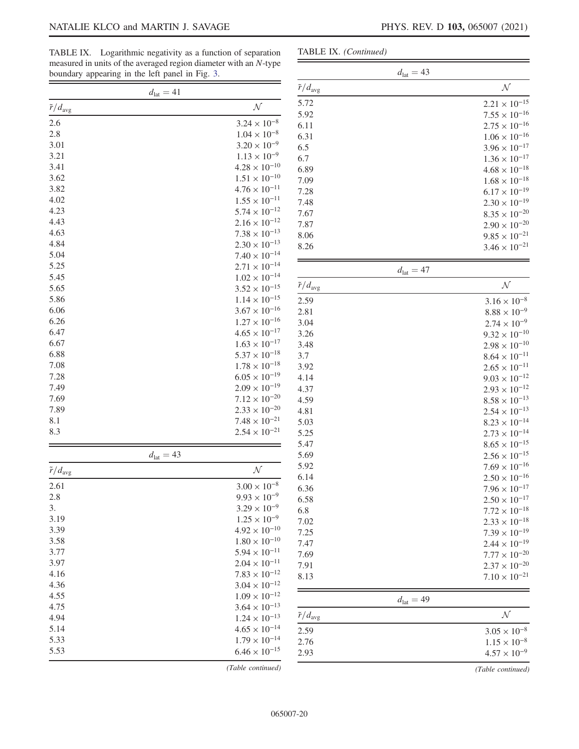TABLE IX. Logarithmic negativity as a function of separation measured in units of the averaged region diameter with an $N$-type boundary appearing in the left panel in Fig. 3.

| $d_{\text{lat}} = 41$ | |
|---|---|
| $\tilde{r}/d_{\text{avg}}$ | $\mathcal{N}$ |
| 2.6 | $3.24 \times 10^{-8}$ |
| 2.8 | $1.04 \times 10^{-8}$ |
| 3.01 | $3.20 \times 10^{-9}$ |
| 3.21 | $1.13 \times 10^{-9}$ |
| 3.41 | $4.28 \times 10^{-10}$ |
| 3.62 | $1.51 \times 10^{-10}$ |
| 3.82 | $4.76 \times 10^{-11}$ |
| 4.02 | $1.55 \times 10^{-11}$ |
| 4.23 | $5.74 \times 10^{-12}$ |
| 4.43 | $2.16 \times 10^{-12}$ |
| 4.63 | $7.38 \times 10^{-13}$ |
| 4.84 | $2.30 \times 10^{-13}$ |
| 5.04 | $7.40 \times 10^{-14}$ |
| 5.25 | $2.71 \times 10^{-14}$ |
| 5.45 | $1.02 \times 10^{-14}$ |
| 5.65 | $3.52 \times 10^{-15}$ |
| 5.86 | $1.14 \times 10^{-15}$ |
| 6.06 | $3.67 \times 10^{-16}$ |
| 6.26 | $1.27 \times 10^{-16}$ |
| 6.47 | $4.65 \times 10^{-17}$ |
| 6.67 | $1.63 \times 10^{-17}$ |
| 6.88 | $5.37 \times 10^{-18}$ |
| 7.08 | $1.78 \times 10^{-18}$ |
| 7.28 | $6.05 \times 10^{-19}$ |
| 7.49 | $2.09 \times 10^{-19}$ |
| 7.69 | $7.12 \times 10^{-20}$ |
| 7.89 | $2.33 \times 10^{-20}$ |
| 8.1 | $7.48 \times 10^{-21}$ |
| 8.3 | $2.54 \times 10^{-21}$ |

| $d_{\text{lat}} = 43$ | |
|---|---|
| $\tilde{r}/d_{\text{avg}}$ | $\mathcal{N}$ |
| 2.61 | $3.00 \times 10^{-8}$ |
| 2.8 | $9.93 \times 10^{-9}$ |
| 3. | $3.29 \times 10^{-9}$ |
| 3.19 | $1.25 \times 10^{-9}$ |
| 3.39 | $4.92 \times 10^{-10}$ |
| 3.58 | $1.80 \times 10^{-10}$ |
| 3.77 | $5.94 \times 10^{-11}$ |
| 3.97 | $2.04 \times 10^{-11}$ |
| 4.16 | $7.83 \times 10^{-12}$ |
| 4.36 | $3.04 \times 10^{-12}$ |
| 4.55 | $1.09 \times 10^{-12}$ |
| 4.75 | $3.64 \times 10^{-13}$ |
| 4.94 | $1.24 \times 10^{-13}$ |
| 5.14 | $4.65 \times 10^{-14}$ |
| 5.33 | $1.79 \times 10^{-14}$ |
| 5.53 | $6.46 \times 10^{-15}$ |
| 5.72 | $2.21 \times 10^{-15}$ |
| 5.92 | $7.55 \times 10^{-16}$ |
| 6.11 | $2.75 \times 10^{-16}$ |
| 6.31 | $1.06 \times 10^{-16}$ |
| 6.5 | $3.96 \times 10^{-17}$ |
| 6.7 | $1.36 \times 10^{-17}$ |
| 6.89 | $4.68 \times 10^{-18}$ |
| 7.09 | $1.68 \times 10^{-18}$ |
| 7.28 | $6.17 \times 10^{-19}$ |
| 7.48 | $2.30 \times 10^{-19}$ |
| 7.67 | $8.35 \times 10^{-20}$ |
| 7.87 | $2.90 \times 10^{-20}$ |
| 8.06 | $9.85 \times 10^{-21}$ |
| 8.26 | $3.46 \times 10^{-21}$ |

| $d_{\text{lat}} = 47$ | |
|---|---|
| $\tilde{r}/d_{\text{avg}}$ | $\mathcal{N}$ |
| 2.59 | $3.16 \times 10^{-8}$ |
| 2.81 | $8.88 \times 10^{-9}$ |
| 3.04 | $2.74 \times 10^{-9}$ |
| 3.26 | $9.32 \times 10^{-10}$ |
| 3.48 | $2.98 \times 10^{-10}$ |
| 3.7 | $8.64 \times 10^{-11}$ |
| 3.92 | $2.65 \times 10^{-11}$ |
| 4.14 | $9.03 \times 10^{-12}$ |
| 4.37 | $2.93 \times 10^{-12}$ |
| 4.59 | $8.58 \times 10^{-13}$ |
| 4.81 | $2.54 \times 10^{-13}$ |
| 5.03 | $8.23 \times 10^{-14}$ |
| 5.25 | $2.73 \times 10^{-14}$ |
| 5.47 | $8.65 \times 10^{-15}$ |
| 5.69 | $2.56 \times 10^{-15}$ |
| 5.92 | $7.69 \times 10^{-16}$ |
| 6.14 | $2.50 \times 10^{-16}$ |
| 6.36 | $7.96 \times 10^{-17}$ |
| 6.58 | $2.50 \times 10^{-17}$ |
| 6.8 | $7.72 \times 10^{-18}$ |
| 7.02 | $2.33 \times 10^{-18}$ |
| 7.25 | $7.39 \times 10^{-19}$ |
| 7.47 | $2.44 \times 10^{-19}$ |
| 7.69 | $7.77 \times 10^{-20}$ |
| 7.91 | $2.37 \times 10^{-20}$ |
| 8.13 | $7.10 \times 10^{-21}$ |

| $d_{\text{lat}} = 49$ | |
|---|---|
| $\tilde{r}/d_{\text{avg}}$ | $\mathcal{N}$ |
| 2.59 | $3.05 \times 10^{-8}$ |
| 2.76 | $1.15 \times 10^{-8}$ |
| 2.93 | $4.57 \times 10^{-9}$ |

*(Table continued)*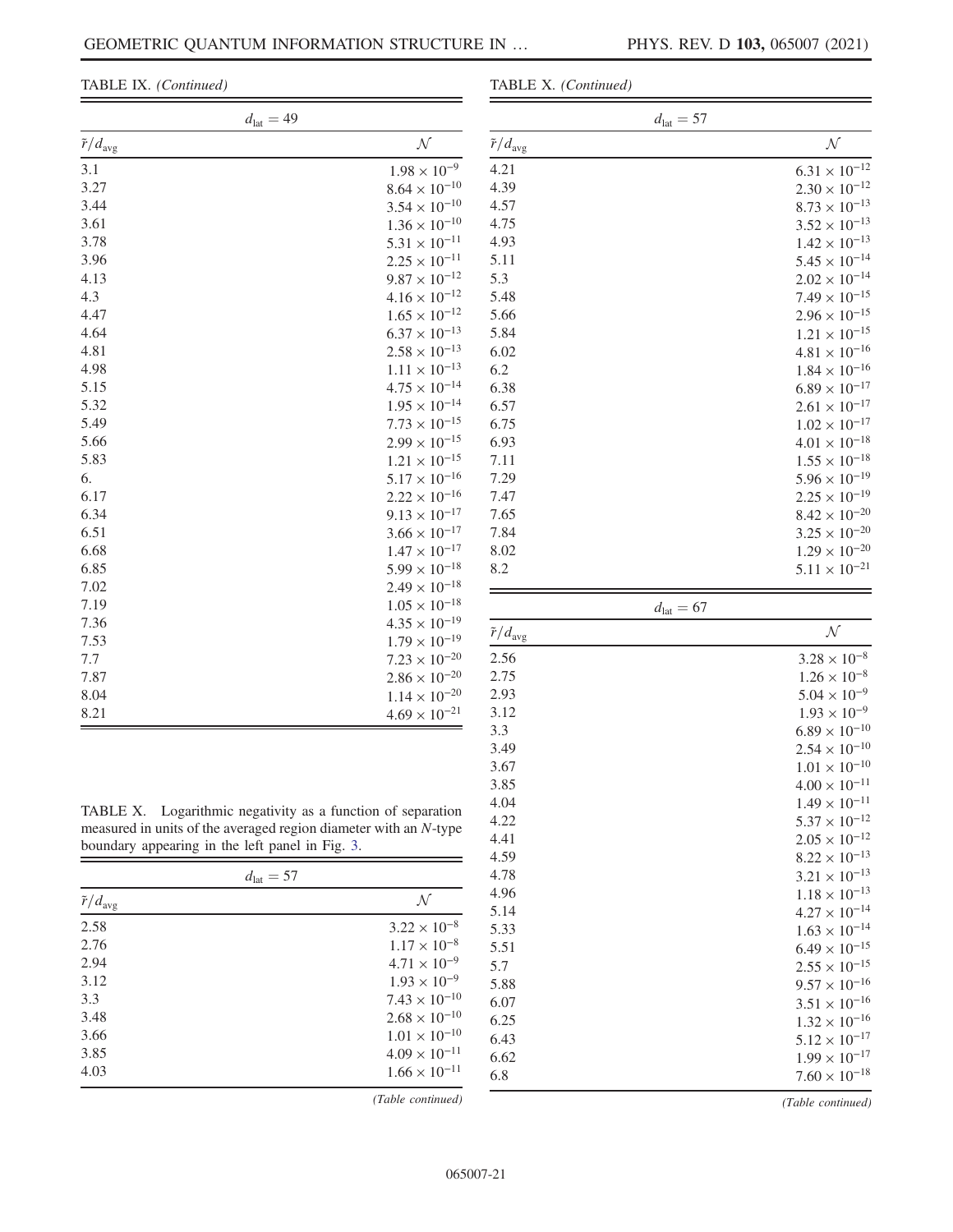TABLE IX. *(Continued)*

| $d_{\text{lat}} = 49$ | |
|---|---|
| $\tilde{r}/d_{\text{avg}}$ | $\mathcal{N}$ |
| 3.1 | $1.98 \times 10^{-9}$ |
| 3.27 | $8.64 \times 10^{-10}$ |
| 3.44 | $3.54 \times 10^{-10}$ |
| 3.61 | $1.36 \times 10^{-10}$ |
| 3.78 | $5.31 \times 10^{-11}$ |
| 3.96 | $2.25 \times 10^{-11}$ |
| 4.13 | $9.87 \times 10^{-12}$ |
| 4.3 | $4.16 \times 10^{-12}$ |
| 4.47 | $1.65 \times 10^{-12}$ |
| 4.64 | $6.37 \times 10^{-13}$ |
| 4.81 | $2.58 \times 10^{-13}$ |
| 4.98 | $1.11 \times 10^{-13}$ |
| 5.15 | $4.75 \times 10^{-14}$ |
| 5.32 | $1.95 \times 10^{-14}$ |
| 5.49 | $7.73 \times 10^{-15}$ |
| 5.66 | $2.99 \times 10^{-15}$ |
| 5.83 | $1.21 \times 10^{-15}$ |
| 6. | $5.17 \times 10^{-16}$ |
| 6.17 | $2.22 \times 10^{-16}$ |
| 6.34 | $9.13 \times 10^{-17}$ |
| 6.51 | $3.66 \times 10^{-17}$ |
| 6.68 | $1.47 \times 10^{-17}$ |
| 6.85 | $5.99 \times 10^{-18}$ |
| 7.02 | $2.49 \times 10^{-18}$ |
| 7.19 | $1.05 \times 10^{-18}$ |
| 7.36 | $4.35 \times 10^{-19}$ |
| 7.53 | $1.79 \times 10^{-19}$ |
| 7.7 | $7.23 \times 10^{-20}$ |
| 7.87 | $2.86 \times 10^{-20}$ |
| 8.04 | $1.14 \times 10^{-20}$ |
| 8.21 | $4.69 \times 10^{-21}$ |

TABLE X. Logarithmic negativity as a function of separation measured in units of the averaged region diameter with an *N*-type boundary appearing in the left panel in Fig. 3.

| $d_{\text{lat}} = 57$ | |
|---|---|
| $\tilde{r}/d_{\text{avg}}$ | $\mathcal{N}$ |
| 2.58 | $3.22 \times 10^{-8}$ |
| 2.76 | $1.17 \times 10^{-8}$ |
| 2.94 | $4.71 \times 10^{-9}$ |
| 3.12 | $1.93 \times 10^{-9}$ |
| 3.3 | $7.43 \times 10^{-10}$ |
| 3.48 | $2.68 \times 10^{-10}$ |
| 3.66 | $1.01 \times 10^{-10}$ |
| 3.85 | $4.09 \times 10^{-11}$ |
| 4.03 | $1.66 \times 10^{-11}$ |
| 4.21 | $6.31 \times 10^{-12}$ |
| 4.39 | $2.30 \times 10^{-12}$ |
| 4.57 | $8.73 \times 10^{-13}$ |
| 4.75 | $3.52 \times 10^{-13}$ |
| 4.93 | $1.42 \times 10^{-13}$ |
| 5.11 | $5.45 \times 10^{-14}$ |
| 5.3 | $2.02 \times 10^{-14}$ |
| 5.48 | $7.49 \times 10^{-15}$ |
| 5.66 | $2.96 \times 10^{-15}$ |
| 5.84 | $1.21 \times 10^{-15}$ |
| 6.02 | $4.81 \times 10^{-16}$ |
| 6.2 | $1.84 \times 10^{-16}$ |
| 6.38 | $6.89 \times 10^{-17}$ |
| 6.57 | $2.61 \times 10^{-17}$ |
| 6.75 | $1.02 \times 10^{-17}$ |
| 6.93 | $4.01 \times 10^{-18}$ |
| 7.11 | $1.55 \times 10^{-18}$ |
| 7.29 | $5.96 \times 10^{-19}$ |
| 7.47 | $2.25 \times 10^{-19}$ |
| 7.65 | $8.42 \times 10^{-20}$ |
| 7.84 | $3.25 \times 10^{-20}$ |
| 8.02 | $1.29 \times 10^{-20}$ |
| 8.2 | $5.11 \times 10^{-21}$ |

| $d_{\text{lat}} = 67$ | |
|---|---|
| $\tilde{r}/d_{\text{avg}}$ | $\mathcal{N}$ |
| 2.56 | $3.28 \times 10^{-8}$ |
| 2.75 | $1.26 \times 10^{-8}$ |
| 2.93 | $5.04 \times 10^{-9}$ |
| 3.12 | $1.93 \times 10^{-9}$ |
| 3.3 | $6.89 \times 10^{-10}$ |
| 3.49 | $2.54 \times 10^{-10}$ |
| 3.67 | $1.01 \times 10^{-10}$ |
| 3.85 | $4.00 \times 10^{-11}$ |
| 4.04 | $1.49 \times 10^{-11}$ |
| 4.22 | $5.37 \times 10^{-12}$ |
| 4.41 | $2.05 \times 10^{-12}$ |
| 4.59 | $8.22 \times 10^{-13}$ |
| 4.78 | $3.21 \times 10^{-13}$ |
| 4.96 | $1.18 \times 10^{-13}$ |
| 5.14 | $4.27 \times 10^{-14}$ |
| 5.33 | $1.63 \times 10^{-14}$ |
| 5.51 | $6.49 \times 10^{-15}$ |
| 5.7 | $2.55 \times 10^{-15}$ |
| 5.88 | $9.57 \times 10^{-16}$ |
| 6.07 | $3.51 \times 10^{-16}$ |
| 6.25 | $1.32 \times 10^{-16}$ |
| 6.43 | $5.12 \times 10^{-17}$ |
| 6.62 | $1.99 \times 10^{-17}$ |
| 6.8 | $7.60 \times 10^{-18}$ |

*(Table continued)*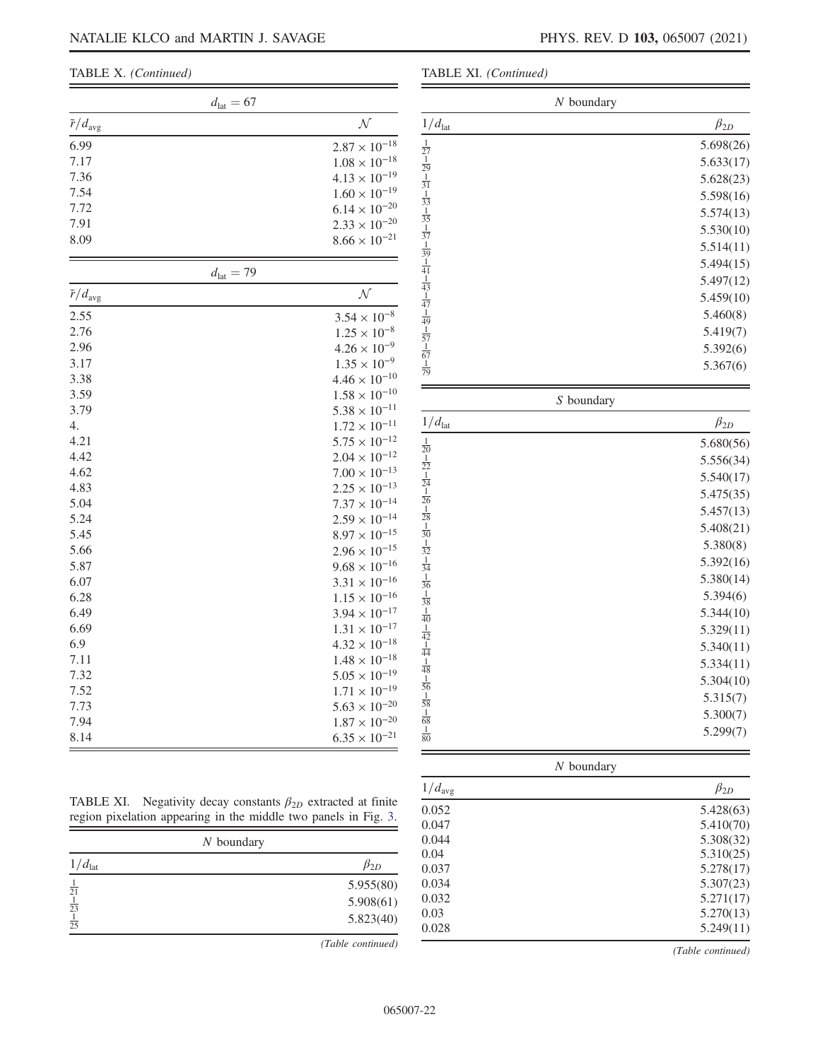TABLE X. *(Continued)*

| $d_{\text{lat}} = 67$ | |
|---|---|
| $\bar{r}/d_{\text{avg}}$ | $\mathcal{N}$ |
| 6.99 | $2.87 \times 10^{-18}$ |
| 7.17 | $1.08 \times 10^{-18}$ |
| 7.36 | $4.13 \times 10^{-19}$ |
| 7.54 | $1.60 \times 10^{-19}$ |
| 7.72 | $6.14 \times 10^{-20}$ |
| 7.91 | $2.33 \times 10^{-20}$ |
| 8.09 | $8.66 \times 10^{-21}$ |

| $d_{\text{lat}} = 79$ | |
|---|---|
| $\bar{r}/d_{\text{avg}}$ | $\mathcal{N}$ |
| 2.55 | $3.54 \times 10^{-8}$ |
| 2.76 | $1.25 \times 10^{-8}$ |
| 2.96 | $4.26 \times 10^{-9}$ |
| 3.17 | $1.35 \times 10^{-9}$ |
| 3.38 | $4.46 \times 10^{-10}$ |
| 3.59 | $1.58 \times 10^{-10}$ |
| 3.79 | $5.38 \times 10^{-11}$ |
| 4. | $1.72 \times 10^{-11}$ |
| 4.21 | $5.75 \times 10^{-12}$ |
| 4.42 | $2.04 \times 10^{-12}$ |
| 4.62 | $7.00 \times 10^{-13}$ |
| 4.83 | $2.25 \times 10^{-13}$ |
| 5.04 | $7.37 \times 10^{-14}$ |
| 5.24 | $2.59 \times 10^{-14}$ |
| 5.45 | $8.97 \times 10^{-15}$ |
| 5.66 | $2.96 \times 10^{-15}$ |
| 5.87 | $9.68 \times 10^{-16}$ |
| 6.07 | $3.31 \times 10^{-16}$ |
| 6.28 | $1.15 \times 10^{-16}$ |
| 6.49 | $3.94 \times 10^{-17}$ |
| 6.69 | $1.31 \times 10^{-17}$ |
| 6.9 | $4.32 \times 10^{-18}$ |
| 7.11 | $1.48 \times 10^{-18}$ |
| 7.32 | $5.05 \times 10^{-19}$ |
| 7.52 | $1.71 \times 10^{-19}$ |
| 7.73 | $5.63 \times 10^{-20}$ |
| 7.94 | $1.87 \times 10^{-20}$ |
| 8.14 | $6.35 \times 10^{-21}$ |

TABLE XI. Negativity decay constants $\beta_{2D}$ extracted at finite region pixelation appearing in the middle two panels in Fig. 3.

| $N$ boundary | |
|---|---|
| $1/d_{\text{lat}}$ | $\beta_{2D}$ |
| $\frac{1}{21}$ | 5.955(80) |
| $\frac{1}{23}$ | 5.908(61) |
| $\frac{1}{25}$ | 5.823(40) |
| $\frac{1}{27}$ | 5.698(26) |
| $\frac{1}{29}$ | 5.633(17) |
| $\frac{1}{31}$ | 5.628(23) |
| $\frac{1}{33}$ | 5.598(16) |
| $\frac{1}{35}$ | 5.574(13) |
| $\frac{1}{37}$ | 5.530(10) |
| $\frac{1}{39}$ | 5.514(11) |
| $\frac{1}{41}$ | 5.494(15) |
| $\frac{1}{43}$ | 5.497(12) |
| $\frac{1}{47}$ | 5.459(10) |
| $\frac{1}{49}$ | 5.460(8) |
| $\frac{1}{57}$ | 5.419(7) |
| $\frac{1}{67}$ | 5.392(6) |
| $\frac{1}{79}$ | 5.367(6) |

| $S$ boundary | |
|---|---|
| $1/d_{\text{lat}}$ | $\beta_{2D}$ |
| $\frac{1}{20}$ | 5.680(56) |
| $\frac{1}{22}$ | 5.556(34) |
| $\frac{1}{24}$ | 5.540(17) |
| $\frac{1}{26}$ | 5.475(35) |
| $\frac{1}{28}$ | 5.457(13) |
| $\frac{1}{30}$ | 5.408(21) |
| $\frac{1}{32}$ | 5.380(8) |
| $\frac{1}{34}$ | 5.392(16) |
| $\frac{1}{36}$ | 5.380(14) |
| $\frac{1}{38}$ | 5.394(6) |
| $\frac{1}{40}$ | 5.344(10) |
| $\frac{1}{42}$ | 5.329(11) |
| $\frac{1}{44}$ | 5.340(11) |
| $\frac{1}{48}$ | 5.334(11) |
| $\frac{1}{56}$ | 5.304(10) |
| $\frac{1}{58}$ | 5.315(7) |
| $\frac{1}{68}$ | 5.300(7) |
| $\frac{1}{80}$ | 5.299(7) |

| $N$ boundary | |
|---|---|
| $1/d_{\text{avg}}$ | $\beta_{2D}$ |
| 0.052 | 5.428(63) |
| 0.047 | 5.410(70) |
| 0.044 | 5.308(32) |
| 0.04 | 5.310(25) |
| 0.037 | 5.278(17) |
| 0.034 | 5.307(23) |
| 0.032 | 5.271(17) |
| 0.03 | 5.270(13) |
| 0.028 | 5.249(11) |

*(Table continued)*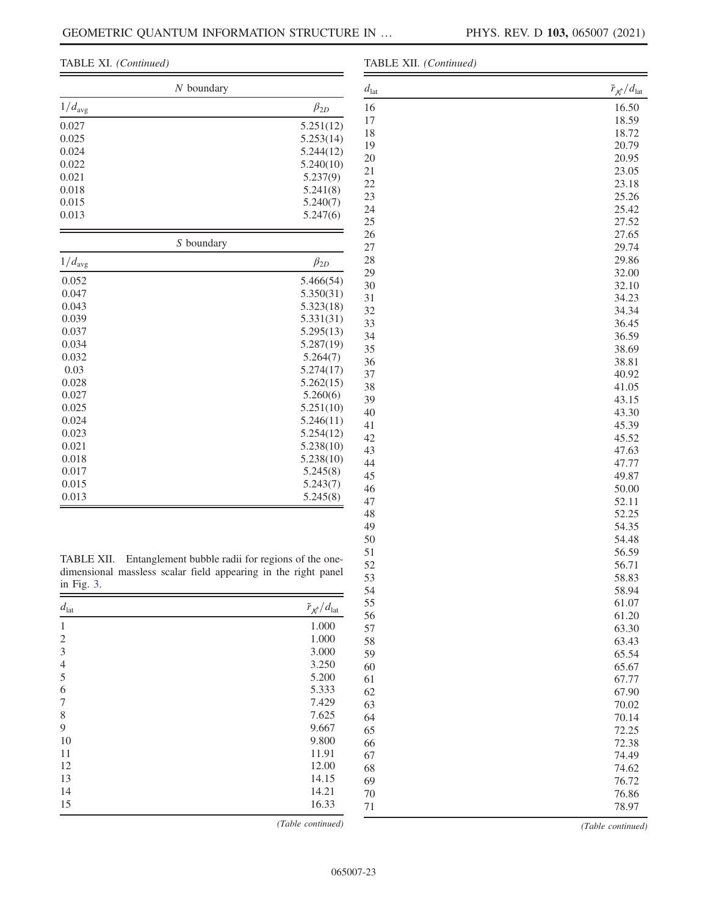TABLE XI. *(Continued)*

| $N$ boundary | |
|---|---|
| $1/d_{\text{avg}}$ | $\beta_{2D}$ |
| 0.027 | 5.251(12) |
| 0.025 | 5.253(14) |
| 0.024 | 5.244(12) |
| 0.022 | 5.240(10) |
| 0.021 | 5.237(9) |
| 0.018 | 5.241(8) |
| 0.015 | 5.240(7) |
| 0.013 | 5.247(6) |

| $S$ boundary | |
|---|---|
| $1/d_{\text{avg}}$ | $\beta_{2D}$ |
| 0.052 | 5.466(54) |
| 0.047 | 5.350(31) |
| 0.043 | 5.323(18) |
| 0.039 | 5.331(31) |
| 0.037 | 5.295(13) |
| 0.034 | 5.287(19) |
| 0.032 | 5.264(7) |
| 0.03 | 5.274(17) |
| 0.028 | 5.262(15) |
| 0.027 | 5.260(6) |
| 0.025 | 5.251(10) |
| 0.024 | 5.246(11) |
| 0.023 | 5.254(12) |
| 0.021 | 5.238(10) |
| 0.018 | 5.238(10) |
| 0.017 | 5.245(8) |
| 0.015 | 5.243(7) |
| 0.013 | 5.245(8) |

TABLE XII. Entanglement bubble radii for regions of the one-dimensional massless scalar field appearing in the right panel in Fig. 3.

| $d_{\text{lat}}$ | $\tilde{r}_{\not\chi}/d_{\text{lat}}$ |
|---|---|
| 1 | 1.000 |
| 2 | 1.000 |
| 3 | 3.000 |
| 4 | 3.250 |
| 5 | 5.200 |
| 6 | 5.333 |
| 7 | 7.429 |
| 8 | 7.625 |
| 9 | 9.667 |
| 10 | 9.800 |
| 11 | 11.91 |
| 12 | 12.00 |
| 13 | 14.15 |
| 14 | 14.21 |
| 15 | 16.33 |
| 16 | 16.50 |
| 17 | 18.59 |
| 18 | 18.72 |
| 19 | 20.79 |
| 20 | 20.95 |
| 21 | 23.05 |
| 22 | 23.18 |
| 23 | 25.26 |
| 24 | 25.42 |
| 25 | 27.52 |
| 26 | 27.65 |
| 27 | 29.74 |
| 28 | 29.86 |
| 29 | 32.00 |
| 30 | 32.10 |
| 31 | 34.23 |
| 32 | 34.34 |
| 33 | 36.45 |
| 34 | 36.59 |
| 35 | 38.69 |
| 36 | 38.81 |
| 37 | 40.92 |
| 38 | 41.05 |
| 39 | 43.15 |
| 40 | 43.30 |
| 41 | 45.39 |
| 42 | 45.52 |
| 43 | 47.63 |
| 44 | 47.77 |
| 45 | 49.87 |
| 46 | 50.00 |
| 47 | 52.11 |
| 48 | 52.25 |
| 49 | 54.35 |
| 50 | 54.48 |
| 51 | 56.59 |
| 52 | 56.71 |
| 53 | 58.83 |
| 54 | 58.94 |
| 55 | 61.07 |
| 56 | 61.20 |
| 57 | 63.30 |
| 58 | 63.43 |
| 59 | 65.54 |
| 60 | 65.67 |
| 61 | 67.77 |
| 62 | 67.90 |
| 63 | 70.02 |
| 64 | 70.14 |
| 65 | 72.25 |
| 66 | 72.38 |
| 67 | 74.49 |
| 68 | 74.62 |
| 69 | 76.72 |
| 70 | 76.86 |
| 71 | 78.97 |

*(Table continued)*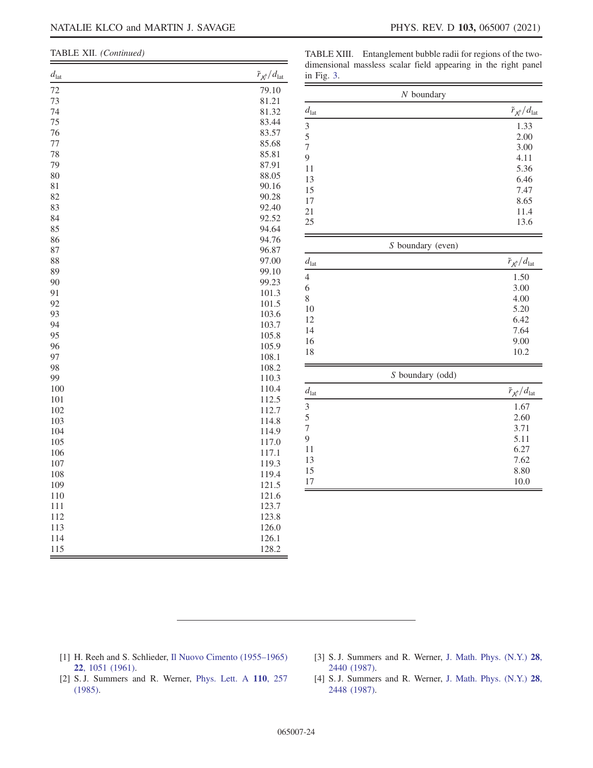TABLE XII. *(Continued)*

| $d_{\text{lat}}$ | $\tilde{r}_{\not{\chi}}/d_{\text{lat}}$ |
|---|---|
| 72 | 79.10 |
| 73 | 81.21 |
| 74 | 81.32 |
| 75 | 83.44 |
| 76 | 83.57 |
| 77 | 85.68 |
| 78 | 85.81 |
| 79 | 87.91 |
| 80 | 88.05 |
| 81 | 90.16 |
| 82 | 90.28 |
| 83 | 92.40 |
| 84 | 92.52 |
| 85 | 94.64 |
| 86 | 94.76 |
| 87 | 96.87 |
| 88 | 97.00 |
| 89 | 99.10 |
| 90 | 99.23 |
| 91 | 101.3 |
| 92 | 101.5 |
| 93 | 103.6 |
| 94 | 103.7 |
| 95 | 105.8 |
| 96 | 105.9 |
| 97 | 108.1 |
| 98 | 108.2 |
| 99 | 110.3 |
| 100 | 110.4 |
| 101 | 112.5 |
| 102 | 112.7 |
| 103 | 114.8 |
| 104 | 114.9 |
| 105 | 117.0 |
| 106 | 117.1 |
| 107 | 119.3 |
| 108 | 119.4 |
| 109 | 121.5 |
| 110 | 121.6 |
| 111 | 123.7 |
| 112 | 123.8 |
| 113 | 126.0 |
| 114 | 126.1 |
| 115 | 128.2 |

TABLE XIII. Entanglement bubble radii for regions of the two-dimensional massless scalar field appearing in the right panel in Fig. 3.

| $N$ boundary | |
|---|---|
| $d_{\text{lat}}$ | $\tilde{r}_{\not{\chi}}/d_{\text{lat}}$ |
| 3 | 1.33 |
| 5 | 2.00 |
| 7 | 3.00 |
| 9 | 4.11 |
| 11 | 5.36 |
| 13 | 6.46 |
| 15 | 7.47 |
| 17 | 8.65 |
| 21 | 11.4 |
| 25 | 13.6 |

| $S$ boundary (even) | |
|---|---|
| $d_{\text{lat}}$ | $\tilde{r}_{\not{\chi}}/d_{\text{lat}}$ |
| 4 | 1.50 |
| 6 | 3.00 |
| 8 | 4.00 |
| 10 | 5.20 |
| 12 | 6.42 |
| 14 | 7.64 |
| 16 | 9.00 |
| 18 | 10.2 |

| $S$ boundary (odd) | |
|---|---|
| $d_{\text{lat}}$ | $\tilde{r}_{\not{\chi}}/d_{\text{lat}}$ |
| 3 | 1.67 |
| 5 | 2.60 |
| 7 | 3.71 |
| 9 | 5.11 |
| 11 | 6.27 |
| 13 | 7.62 |
| 15 | 8.80 |
| 17 | 10.0 |

---

[1] H. Reeh and S. Schlieder, Il Nuovo Cimento (1955–1965) **22**, 1051 (1961).

[2] S. J. Summers and R. Werner, Phys. Lett. A **110**, 257 (1985).

[3] S. J. Summers and R. Werner, J. Math. Phys. (N.Y.) **28**, 2440 (1987).

[4] S. J. Summers and R. Werner, J. Math. Phys. (N.Y.) **28**, 2448 (1987).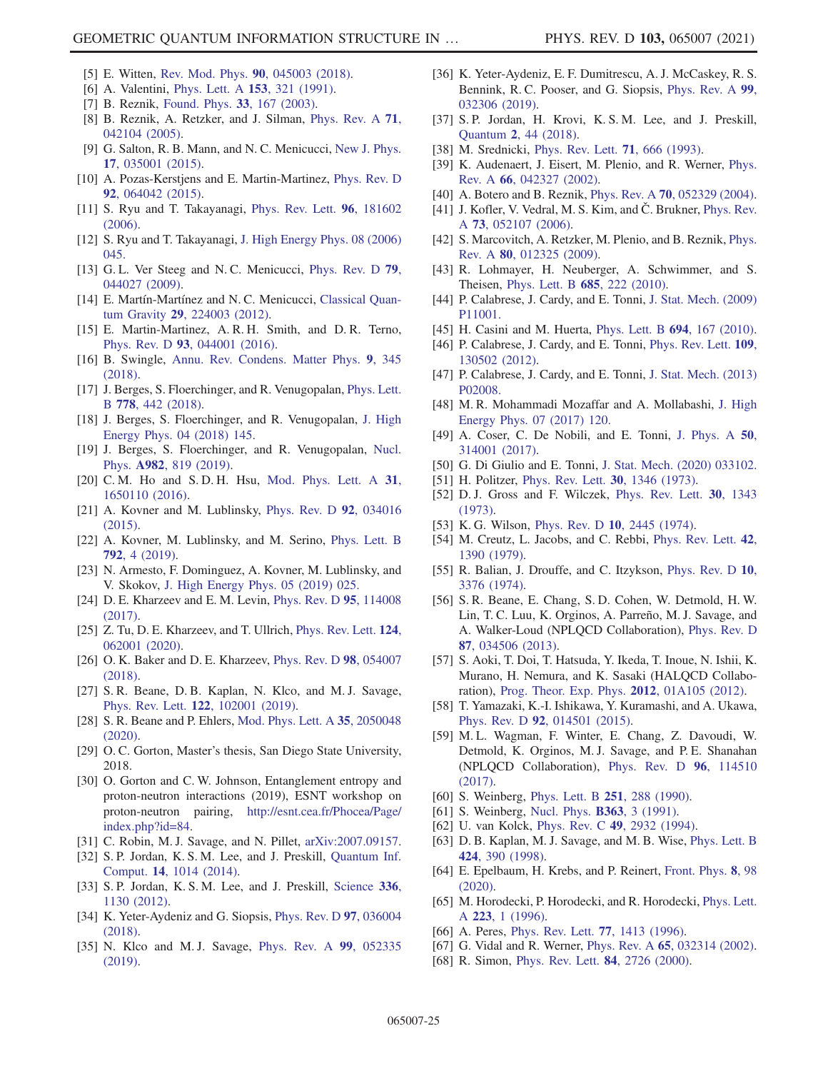[5] E. Witten, Rev. Mod. Phys. **90**, 045003 (2018).
[6] A. Valentini, Phys. Lett. A **153**, 321 (1991).
[7] B. Reznik, Found. Phys. **33**, 167 (2003).
[8] B. Reznik, A. Retzker, and J. Silman, Phys. Rev. A **71**, 042104 (2005).
[9] G. Salton, R. B. Mann, and N. C. Menicucci, New J. Phys. **17**, 035001 (2015).
[10] A. Pozas-Kerstjens and E. Martin-Martinez, Phys. Rev. D **92**, 064042 (2015).
[11] S. Ryu and T. Takayanagi, Phys. Rev. Lett. **96**, 181602 (2006).
[12] S. Ryu and T. Takayanagi, J. High Energy Phys. 08 (2006) 045.
[13] G. L. Ver Steeg and N. C. Menicucci, Phys. Rev. D **79**, 044027 (2009).
[14] E. Martín-Martínez and N. C. Menicucci, Classical Quantum Gravity **29**, 224003 (2012).
[15] E. Martin-Martinez, A. R. H. Smith, and D. R. Terno, Phys. Rev. D **93**, 044001 (2016).
[16] B. Swingle, Annu. Rev. Condens. Matter Phys. **9**, 345 (2018).
[17] J. Berges, S. Floerchinger, and R. Venugopalan, Phys. Lett. B **778**, 442 (2018).
[18] J. Berges, S. Floerchinger, and R. Venugopalan, J. High Energy Phys. 04 (2018) 145.
[19] J. Berges, S. Floerchinger, and R. Venugopalan, Nucl. Phys. **A982**, 819 (2019).
[20] C. M. Ho and S. D. H. Hsu, Mod. Phys. Lett. A **31**, 1650110 (2016).
[21] A. Kovner and M. Lublinsky, Phys. Rev. D **92**, 034016 (2015).
[22] A. Kovner, M. Lublinsky, and M. Serino, Phys. Lett. B **792**, 4 (2019).
[23] N. Armesto, F. Dominguez, A. Kovner, M. Lublinsky, and V. Skokov, J. High Energy Phys. 05 (2019) 025.
[24] D. E. Kharzeev and E. M. Levin, Phys. Rev. D **95**, 114008 (2017).
[25] Z. Tu, D. E. Kharzeev, and T. Ullrich, Phys. Rev. Lett. **124**, 062001 (2020).
[26] O. K. Baker and D. E. Kharzeev, Phys. Rev. D **98**, 054007 (2018).
[27] S. R. Beane, D. B. Kaplan, N. Klco, and M. J. Savage, Phys. Rev. Lett. **122**, 102001 (2019).
[28] S. R. Beane and P. Ehlers, Mod. Phys. Lett. A **35**, 2050048 (2020).
[29] O. C. Gorton, Master's thesis, San Diego State University, 2018.
[30] O. Gorton and C. W. Johnson, Entanglement entropy and proton-neutron interactions (2019), ESNT workshop on proton-neutron pairing, http://esnt.cea.fr/Phocea/Page/index.php?id=84.
[31] C. Robin, M. J. Savage, and N. Pillet, arXiv:2007.09157.
[32] S. P. Jordan, K. S. M. Lee, and J. Preskill, Quantum Inf. Comput. **14**, 1014 (2014).
[33] S. P. Jordan, K. S. M. Lee, and J. Preskill, Science **336**, 1130 (2012).
[34] K. Yeter-Aydeniz and G. Siopsis, Phys. Rev. D **97**, 036004 (2018).
[35] N. Klco and M. J. Savage, Phys. Rev. A **99**, 052335 (2019).
[36] K. Yeter-Aydeniz, E. F. Dumitrescu, A. J. McCaskey, R. S. Bennink, R. C. Pooser, and G. Siopsis, Phys. Rev. A **99**, 032306 (2019).
[37] S. P. Jordan, H. Krovi, K. S. M. Lee, and J. Preskill, Quantum **2**, 44 (2018).
[38] M. Srednicki, Phys. Rev. Lett. **71**, 666 (1993).
[39] K. Audenaert, J. Eisert, M. Plenio, and R. Werner, Phys. Rev. A **66**, 042327 (2002).
[40] A. Botero and B. Reznik, Phys. Rev. A **70**, 052329 (2004).
[41] J. Kofler, V. Vedral, M. S. Kim, and Č. Brukner, Phys. Rev. A **73**, 052107 (2006).
[42] S. Marcovitch, A. Retzker, M. Plenio, and B. Reznik, Phys. Rev. A **80**, 012325 (2009).
[43] R. Lohmayer, H. Neuberger, A. Schwimmer, and S. Theisen, Phys. Lett. B **685**, 222 (2010).
[44] P. Calabrese, J. Cardy, and E. Tonni, J. Stat. Mech. (2009) P11001.
[45] H. Casini and M. Huerta, Phys. Lett. B **694**, 167 (2010).
[46] P. Calabrese, J. Cardy, and E. Tonni, Phys. Rev. Lett. **109**, 130502 (2012).
[47] P. Calabrese, J. Cardy, and E. Tonni, J. Stat. Mech. (2013) P02008.
[48] M. R. Mohammadi Mozaffar and A. Mollabashi, J. High Energy Phys. 07 (2017) 120.
[49] A. Coser, C. De Nobili, and E. Tonni, J. Phys. A **50**, 314001 (2017).
[50] G. Di Giulio and E. Tonni, J. Stat. Mech. (2020) 033102.
[51] H. Politzer, Phys. Rev. Lett. **30**, 1346 (1973).
[52] D. J. Gross and F. Wilczek, Phys. Rev. Lett. **30**, 1343 (1973).
[53] K. G. Wilson, Phys. Rev. D **10**, 2445 (1974).
[54] M. Creutz, L. Jacobs, and C. Rebbi, Phys. Rev. Lett. **42**, 1390 (1979).
[55] R. Balian, J. Drouffe, and C. Itzykson, Phys. Rev. D **10**, 3376 (1974).
[56] S. R. Beane, E. Chang, S. D. Cohen, W. Detmold, H. W. Lin, T. C. Luu, K. Orginos, A. Parreño, M. J. Savage, and A. Walker-Loud (NPLQCD Collaboration), Phys. Rev. D **87**, 034506 (2013).
[57] S. Aoki, T. Doi, T. Hatsuda, Y. Ikeda, T. Inoue, N. Ishii, K. Murano, H. Nemura, and K. Sasaki (HALQCD Collaboration), Prog. Theor. Exp. Phys. **2012**, 01A105 (2012).
[58] T. Yamazaki, K.-I. Ishikawa, Y. Kuramashi, and A. Ukawa, Phys. Rev. D **92**, 014501 (2015).
[59] M. L. Wagman, F. Winter, E. Chang, Z. Davoudi, W. Detmold, K. Orginos, M. J. Savage, and P. E. Shanahan (NPLQCD Collaboration), Phys. Rev. D **96**, 114510 (2017).
[60] S. Weinberg, Phys. Lett. B **251**, 288 (1990).
[61] S. Weinberg, Nucl. Phys. **B363**, 3 (1991).
[62] U. van Kolck, Phys. Rev. C **49**, 2932 (1994).
[63] D. B. Kaplan, M. J. Savage, and M. B. Wise, Phys. Lett. B **424**, 390 (1998).
[64] E. Epelbaum, H. Krebs, and P. Reinert, Front. Phys. **8**, 98 (2020).
[65] M. Horodecki, P. Horodecki, and R. Horodecki, Phys. Lett. A **223**, 1 (1996).
[66] A. Peres, Phys. Rev. Lett. **77**, 1413 (1996).
[67] G. Vidal and R. Werner, Phys. Rev. A **65**, 032314 (2002).
[68] R. Simon, Phys. Rev. Lett. **84**, 2726 (2000).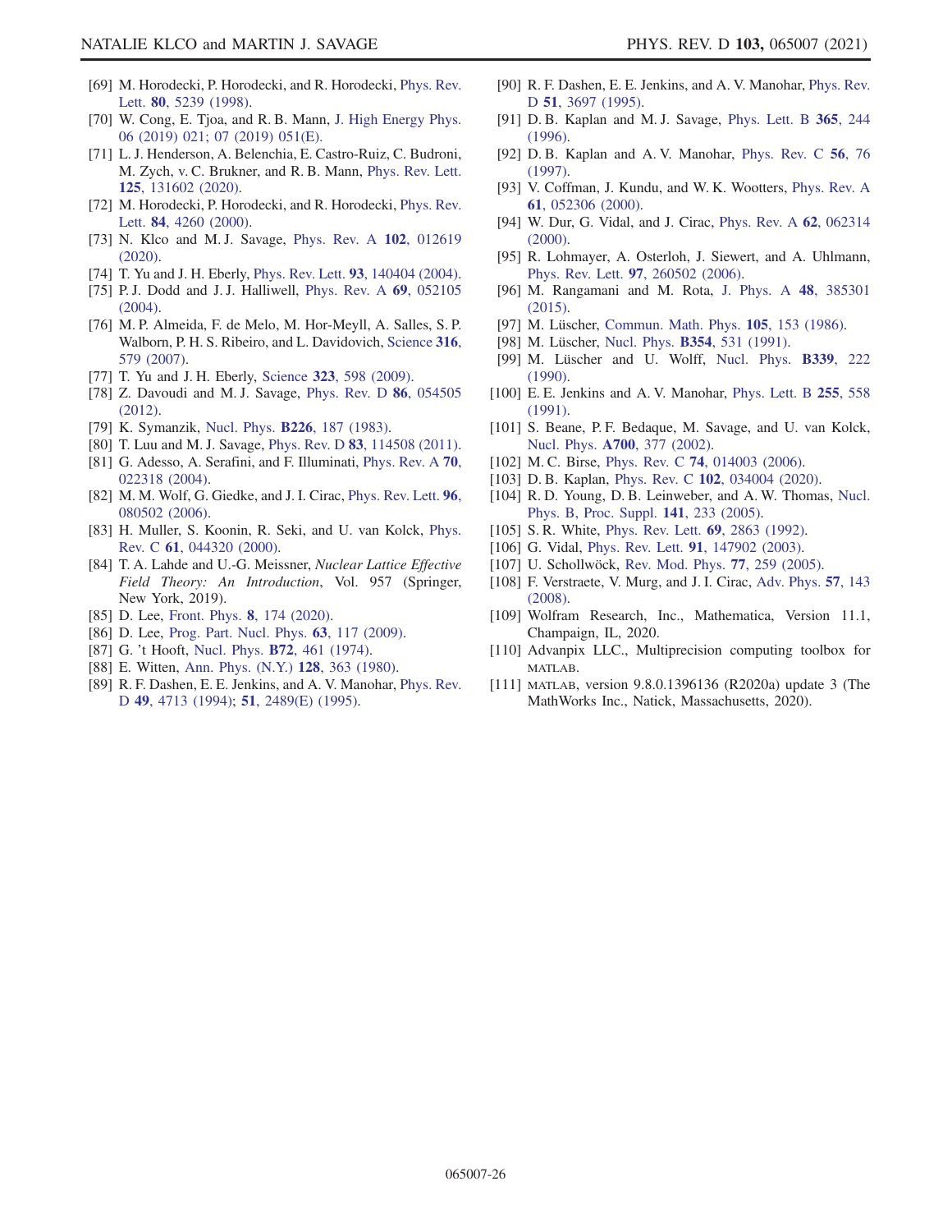[69] M. Horodecki, P. Horodecki, and R. Horodecki, Phys. Rev. Lett. **80**, 5239 (1998).

[70] W. Cong, E. Tjoa, and R. B. Mann, J. High Energy Phys. 06 (2019) 021; 07 (2019) 051(E).

[71] L. J. Henderson, A. Belenchia, E. Castro-Ruiz, C. Budroni, M. Zych, v. C. Brukner, and R. B. Mann, Phys. Rev. Lett. **125**, 131602 (2020).

[72] M. Horodecki, P. Horodecki, and R. Horodecki, Phys. Rev. Lett. **84**, 4260 (2000).

[73] N. Klco and M. J. Savage, Phys. Rev. A **102**, 012619 (2020).

[74] T. Yu and J. H. Eberly, Phys. Rev. Lett. **93**, 140404 (2004).

[75] P. J. Dodd and J. J. Halliwell, Phys. Rev. A **69**, 052105 (2004).

[76] M. P. Almeida, F. de Melo, M. Hor-Meyll, A. Salles, S. P. Walborn, P. H. S. Ribeiro, and L. Davidovich, Science **316**, 579 (2007).

[77] T. Yu and J. H. Eberly, Science **323**, 598 (2009).

[78] Z. Davoudi and M. J. Savage, Phys. Rev. D **86**, 054505 (2012).

[79] K. Symanzik, Nucl. Phys. **B226**, 187 (1983).

[80] T. Luu and M. J. Savage, Phys. Rev. D **83**, 114508 (2011).

[81] G. Adesso, A. Serafini, and F. Illuminati, Phys. Rev. A **70**, 022318 (2004).

[82] M. M. Wolf, G. Giedke, and J. I. Cirac, Phys. Rev. Lett. **96**, 080502 (2006).

[83] H. Muller, S. Koonin, R. Seki, and U. van Kolck, Phys. Rev. C **61**, 044320 (2000).

[84] T. A. Lahde and U.-G. Meissner, *Nuclear Lattice Effective Field Theory: An Introduction*, Vol. 957 (Springer, New York, 2019).

[85] D. Lee, Front. Phys. **8**, 174 (2020).

[86] D. Lee, Prog. Part. Nucl. Phys. **63**, 117 (2009).

[87] G. 't Hooft, Nucl. Phys. **B72**, 461 (1974).

[88] E. Witten, Ann. Phys. (N.Y.) **128**, 363 (1980).

[89] R. F. Dashen, E. E. Jenkins, and A. V. Manohar, Phys. Rev. D **49**, 4713 (1994); **51**, 2489(E) (1995).

[90] R. F. Dashen, E. E. Jenkins, and A. V. Manohar, Phys. Rev. D **51**, 3697 (1995).

[91] D. B. Kaplan and M. J. Savage, Phys. Lett. B **365**, 244 (1996).

[92] D. B. Kaplan and A. V. Manohar, Phys. Rev. C **56**, 76 (1997).

[93] V. Coffman, J. Kundu, and W. K. Wootters, Phys. Rev. A **61**, 052306 (2000).

[94] W. Dur, G. Vidal, and J. Cirac, Phys. Rev. A **62**, 062314 (2000).

[95] R. Lohmayer, A. Osterloh, J. Siewert, and A. Uhlmann, Phys. Rev. Lett. **97**, 260502 (2006).

[96] M. Rangamani and M. Rota, J. Phys. A **48**, 385301 (2015).

[97] M. Lüscher, Commun. Math. Phys. **105**, 153 (1986).

[98] M. Lüscher, Nucl. Phys. **B354**, 531 (1991).

[99] M. Lüscher and U. Wolff, Nucl. Phys. **B339**, 222 (1990).

[100] E. E. Jenkins and A. V. Manohar, Phys. Lett. B **255**, 558 (1991).

[101] S. Beane, P. F. Bedaque, M. Savage, and U. van Kolck, Nucl. Phys. **A700**, 377 (2002).

[102] M. C. Birse, Phys. Rev. C **74**, 014003 (2006).

[103] D. B. Kaplan, Phys. Rev. C **102**, 034004 (2020).

[104] R. D. Young, D. B. Leinweber, and A. W. Thomas, Nucl. Phys. B, Proc. Suppl. **141**, 233 (2005).

[105] S. R. White, Phys. Rev. Lett. **69**, 2863 (1992).

[106] G. Vidal, Phys. Rev. Lett. **91**, 147902 (2003).

[107] U. Schollwöck, Rev. Mod. Phys. **77**, 259 (2005).

[108] F. Verstraete, V. Murg, and J. I. Cirac, Adv. Phys. **57**, 143 (2008).

[109] Wolfram Research, Inc., Mathematica, Version 11.1, Champaign, IL, 2020.

[110] Advanpix LLC., Multiprecision computing toolbox for MATLAB.

[111] MATLAB, version 9.8.0.1396136 (R2020a) update 3 (The MathWorks Inc., Natick, Massachusetts, 2020).